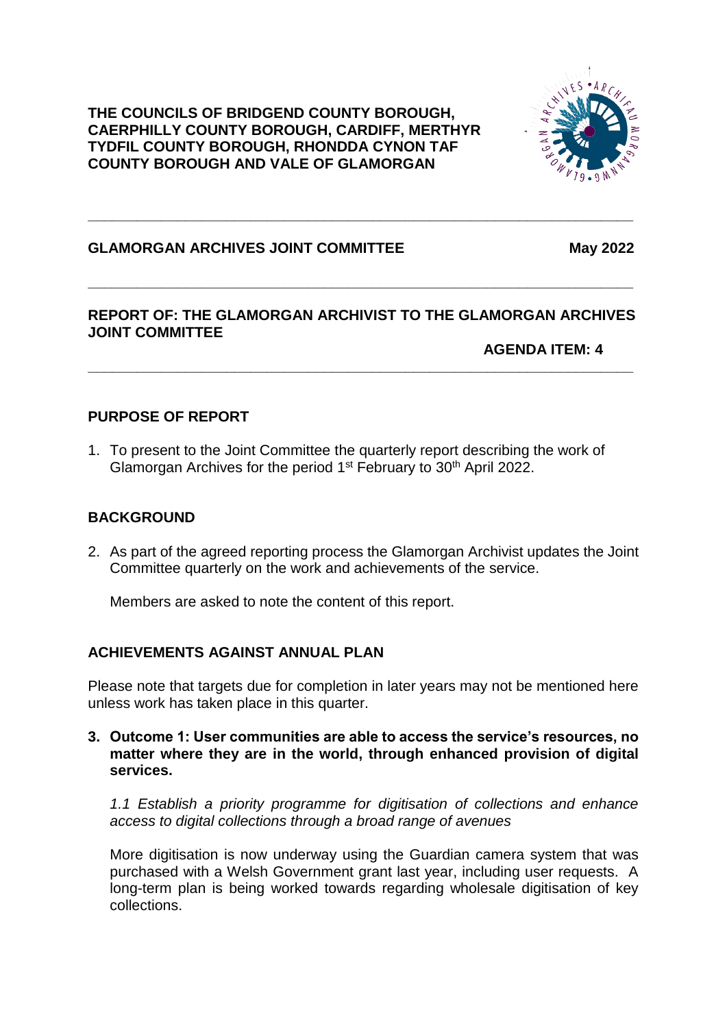**THE COUNCILS OF BRIDGEND COUNTY BOROUGH, CAERPHILLY COUNTY BOROUGH, CARDIFF, MERTHYR TYDFIL COUNTY BOROUGH, RHONDDA CYNON TAF COUNTY BOROUGH AND VALE OF GLAMORGAN**

---

**GLAMORGAN ARCHIVES JOINT COMMITTEE** **May 2022**

---

**REPORT OF: THE GLAMORGAN ARCHIVIST TO THE GLAMORGAN ARCHIVES JOINT COMMITTEE**

**AGENDA ITEM: 4**

---

## PURPOSE OF REPORT

1. To present to the Joint Committee the quarterly report describing the work of Glamorgan Archives for the period 1st February to 30th April 2022.

## BACKGROUND

2. As part of the agreed reporting process the Glamorgan Archivist updates the Joint Committee quarterly on the work and achievements of the service.

   Members are asked to note the content of this report.

## ACHIEVEMENTS AGAINST ANNUAL PLAN

Please note that targets due for completion in later years may not be mentioned here unless work has taken place in this quarter.

3. **Outcome 1: User communities are able to access the service's resources, no matter where they are in the world, through enhanced provision of digital services.**

   *1.1 Establish a priority programme for digitisation of collections and enhance access to digital collections through a broad range of avenues*

   More digitisation is now underway using the Guardian camera system that was purchased with a Welsh Government grant last year, including user requests. A long-term plan is being worked towards regarding wholesale digitisation of key collections.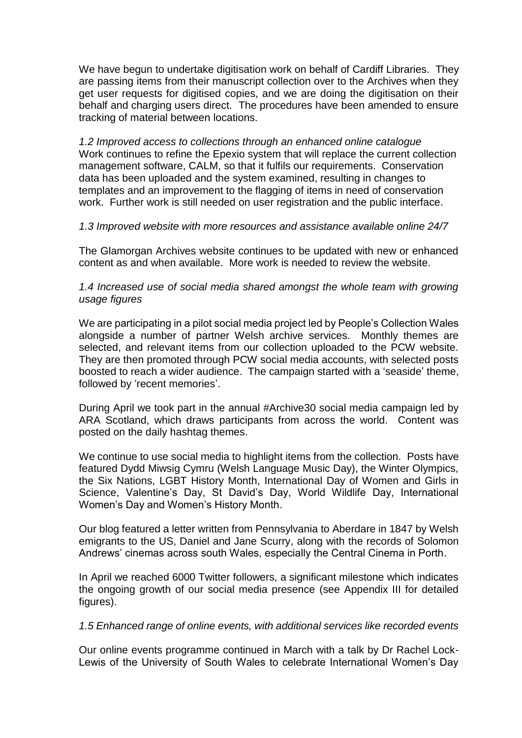We have begun to undertake digitisation work on behalf of Cardiff Libraries. They are passing items from their manuscript collection over to the Archives when they get user requests for digitised copies, and we are doing the digitisation on their behalf and charging users direct. The procedures have been amended to ensure tracking of material between locations.

*1.2 Improved access to collections through an enhanced online catalogue*
Work continues to refine the Epexio system that will replace the current collection management software, CALM, so that it fulfils our requirements. Conservation data has been uploaded and the system examined, resulting in changes to templates and an improvement to the flagging of items in need of conservation work. Further work is still needed on user registration and the public interface.

*1.3 Improved website with more resources and assistance available online 24/7*

The Glamorgan Archives website continues to be updated with new or enhanced content as and when available. More work is needed to review the website.

*1.4 Increased use of social media shared amongst the whole team with growing usage figures*

We are participating in a pilot social media project led by People's Collection Wales alongside a number of partner Welsh archive services. Monthly themes are selected, and relevant items from our collection uploaded to the PCW website. They are then promoted through PCW social media accounts, with selected posts boosted to reach a wider audience. The campaign started with a 'seaside' theme, followed by 'recent memories'.

During April we took part in the annual #Archive30 social media campaign led by ARA Scotland, which draws participants from across the world. Content was posted on the daily hashtag themes.

We continue to use social media to highlight items from the collection. Posts have featured Dydd Miwsig Cymru (Welsh Language Music Day), the Winter Olympics, the Six Nations, LGBT History Month, International Day of Women and Girls in Science, Valentine's Day, St David's Day, World Wildlife Day, International Women's Day and Women's History Month.

Our blog featured a letter written from Pennsylvania to Aberdare in 1847 by Welsh emigrants to the US, Daniel and Jane Scurry, along with the records of Solomon Andrews' cinemas across south Wales, especially the Central Cinema in Porth.

In April we reached 6000 Twitter followers, a significant milestone which indicates the ongoing growth of our social media presence (see Appendix III for detailed figures).

*1.5 Enhanced range of online events, with additional services like recorded events*

Our online events programme continued in March with a talk by Dr Rachel Lock-Lewis of the University of South Wales to celebrate International Women's Day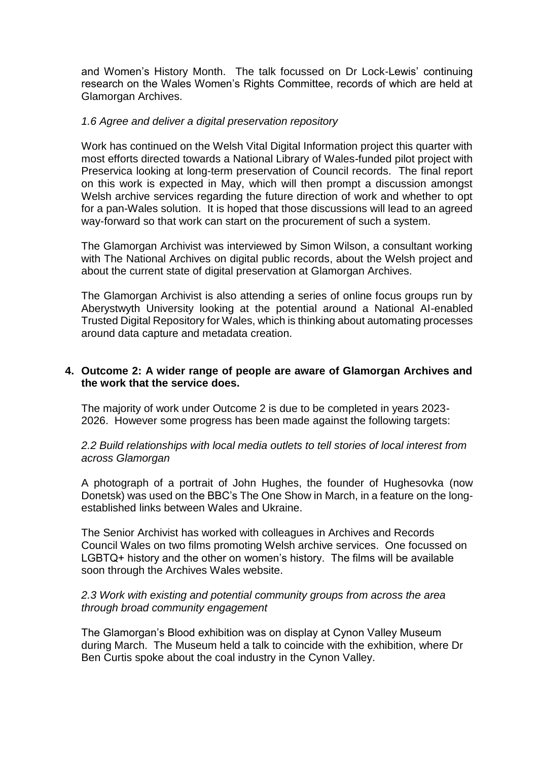and Women's History Month. The talk focussed on Dr Lock-Lewis' continuing research on the Wales Women's Rights Committee, records of which are held at Glamorgan Archives.

*1.6 Agree and deliver a digital preservation repository*

Work has continued on the Welsh Vital Digital Information project this quarter with most efforts directed towards a National Library of Wales-funded pilot project with Preservica looking at long-term preservation of Council records. The final report on this work is expected in May, which will then prompt a discussion amongst Welsh archive services regarding the future direction of work and whether to opt for a pan-Wales solution. It is hoped that those discussions will lead to an agreed way-forward so that work can start on the procurement of such a system.

The Glamorgan Archivist was interviewed by Simon Wilson, a consultant working with The National Archives on digital public records, about the Welsh project and about the current state of digital preservation at Glamorgan Archives.

The Glamorgan Archivist is also attending a series of online focus groups run by Aberystwyth University looking at the potential around a National AI-enabled Trusted Digital Repository for Wales, which is thinking about automating processes around data capture and metadata creation.

**4. Outcome 2: A wider range of people are aware of Glamorgan Archives and the work that the service does.**

The majority of work under Outcome 2 is due to be completed in years 2023-2026. However some progress has been made against the following targets:

*2.2 Build relationships with local media outlets to tell stories of local interest from across Glamorgan*

A photograph of a portrait of John Hughes, the founder of Hughesovka (now Donetsk) was used on the BBC's The One Show in March, in a feature on the long-established links between Wales and Ukraine.

The Senior Archivist has worked with colleagues in Archives and Records Council Wales on two films promoting Welsh archive services. One focussed on LGBTQ+ history and the other on women's history. The films will be available soon through the Archives Wales website.

*2.3 Work with existing and potential community groups from across the area through broad community engagement*

The Glamorgan's Blood exhibition was on display at Cynon Valley Museum during March. The Museum held a talk to coincide with the exhibition, where Dr Ben Curtis spoke about the coal industry in the Cynon Valley.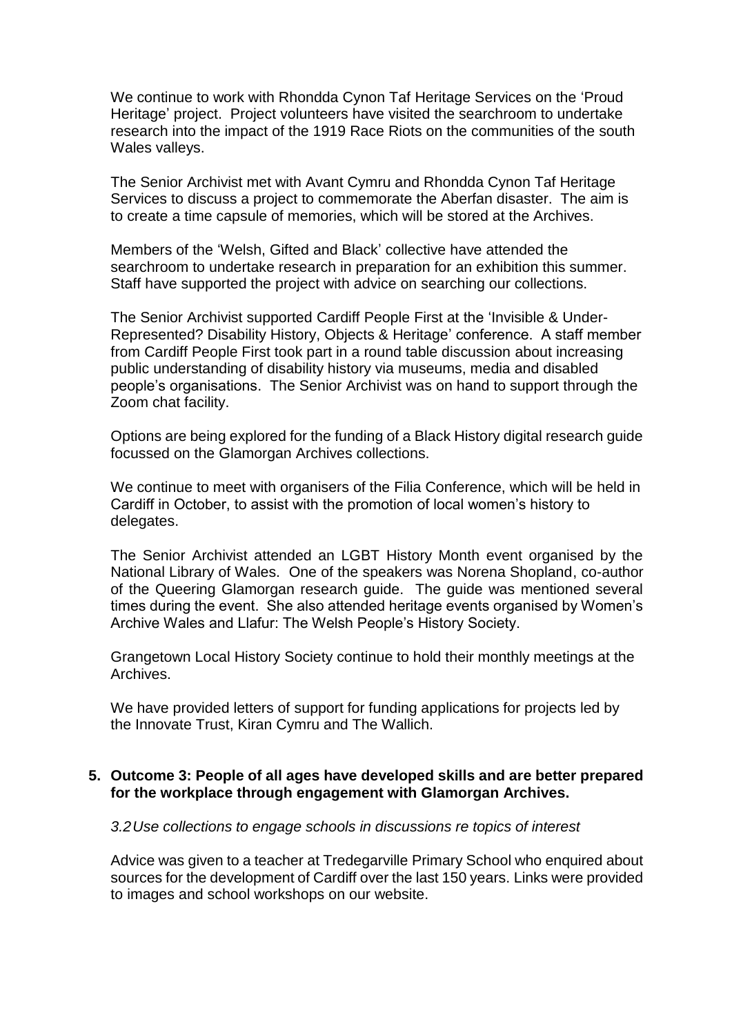We continue to work with Rhondda Cynon Taf Heritage Services on the 'Proud Heritage' project. Project volunteers have visited the searchroom to undertake research into the impact of the 1919 Race Riots on the communities of the south Wales valleys.

The Senior Archivist met with Avant Cymru and Rhondda Cynon Taf Heritage Services to discuss a project to commemorate the Aberfan disaster. The aim is to create a time capsule of memories, which will be stored at the Archives.

Members of the 'Welsh, Gifted and Black' collective have attended the searchroom to undertake research in preparation for an exhibition this summer. Staff have supported the project with advice on searching our collections.

The Senior Archivist supported Cardiff People First at the 'Invisible & Under-Represented? Disability History, Objects & Heritage' conference. A staff member from Cardiff People First took part in a round table discussion about increasing public understanding of disability history via museums, media and disabled people's organisations. The Senior Archivist was on hand to support through the Zoom chat facility.

Options are being explored for the funding of a Black History digital research guide focussed on the Glamorgan Archives collections.

We continue to meet with organisers of the Filia Conference, which will be held in Cardiff in October, to assist with the promotion of local women's history to delegates.

The Senior Archivist attended an LGBT History Month event organised by the National Library of Wales. One of the speakers was Norena Shopland, co-author of the Queering Glamorgan research guide. The guide was mentioned several times during the event. She also attended heritage events organised by Women's Archive Wales and Llafur: The Welsh People's History Society.

Grangetown Local History Society continue to hold their monthly meetings at the Archives.

We have provided letters of support for funding applications for projects led by the Innovate Trust, Kiran Cymru and The Wallich.

5. **Outcome 3: People of all ages have developed skills and are better prepared for the workplace through engagement with Glamorgan Archives.**

*3.2 Use collections to engage schools in discussions re topics of interest*

Advice was given to a teacher at Tredegarville Primary School who enquired about sources for the development of Cardiff over the last 150 years. Links were provided to images and school workshops on our website.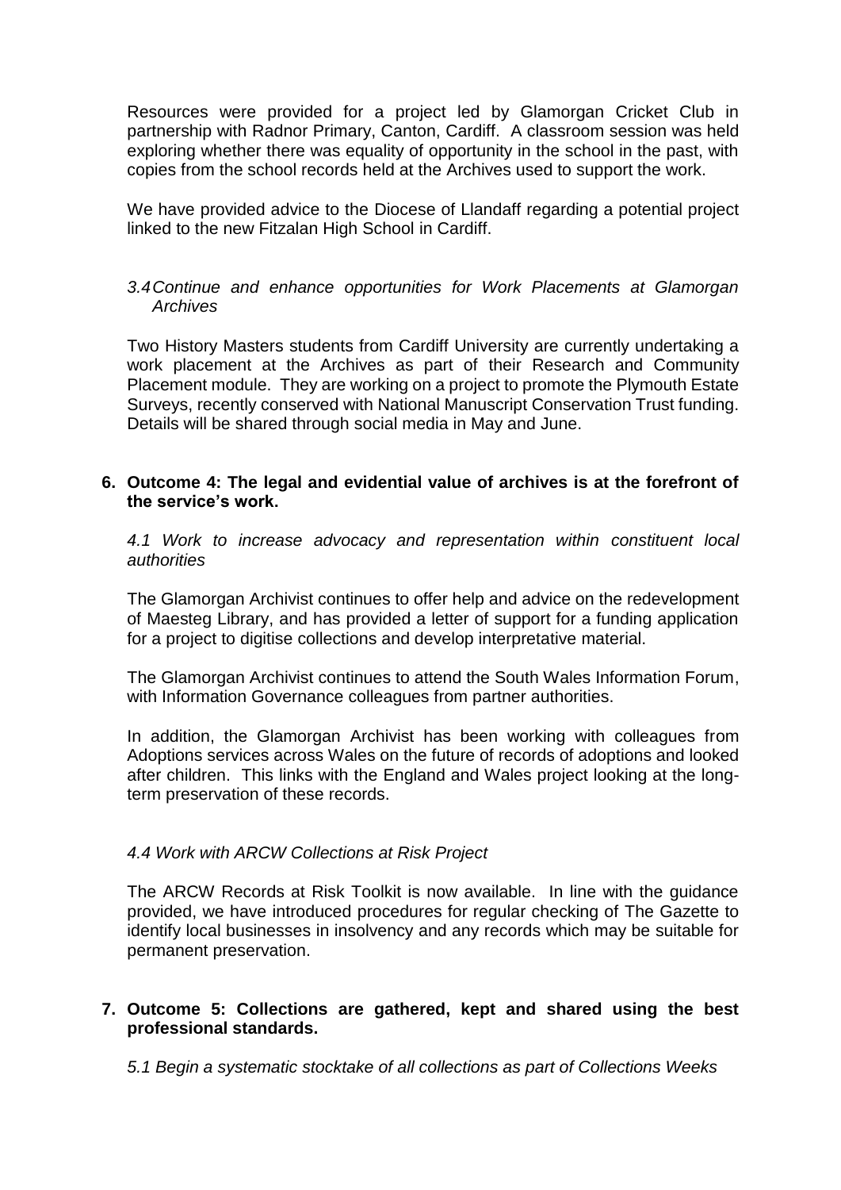Resources were provided for a project led by Glamorgan Cricket Club in partnership with Radnor Primary, Canton, Cardiff. A classroom session was held exploring whether there was equality of opportunity in the school in the past, with copies from the school records held at the Archives used to support the work.

We have provided advice to the Diocese of Llandaff regarding a potential project linked to the new Fitzalan High School in Cardiff.

*3.4 Continue and enhance opportunities for Work Placements at Glamorgan Archives*

Two History Masters students from Cardiff University are currently undertaking a work placement at the Archives as part of their Research and Community Placement module. They are working on a project to promote the Plymouth Estate Surveys, recently conserved with National Manuscript Conservation Trust funding. Details will be shared through social media in May and June.

**6. Outcome 4: The legal and evidential value of archives is at the forefront of the service's work.**

*4.1 Work to increase advocacy and representation within constituent local authorities*

The Glamorgan Archivist continues to offer help and advice on the redevelopment of Maesteg Library, and has provided a letter of support for a funding application for a project to digitise collections and develop interpretative material.

The Glamorgan Archivist continues to attend the South Wales Information Forum, with Information Governance colleagues from partner authorities.

In addition, the Glamorgan Archivist has been working with colleagues from Adoptions services across Wales on the future of records of adoptions and looked after children. This links with the England and Wales project looking at the long-term preservation of these records.

*4.4 Work with ARCW Collections at Risk Project*

The ARCW Records at Risk Toolkit is now available. In line with the guidance provided, we have introduced procedures for regular checking of The Gazette to identify local businesses in insolvency and any records which may be suitable for permanent preservation.

**7. Outcome 5: Collections are gathered, kept and shared using the best professional standards.**

*5.1 Begin a systematic stocktake of all collections as part of Collections Weeks*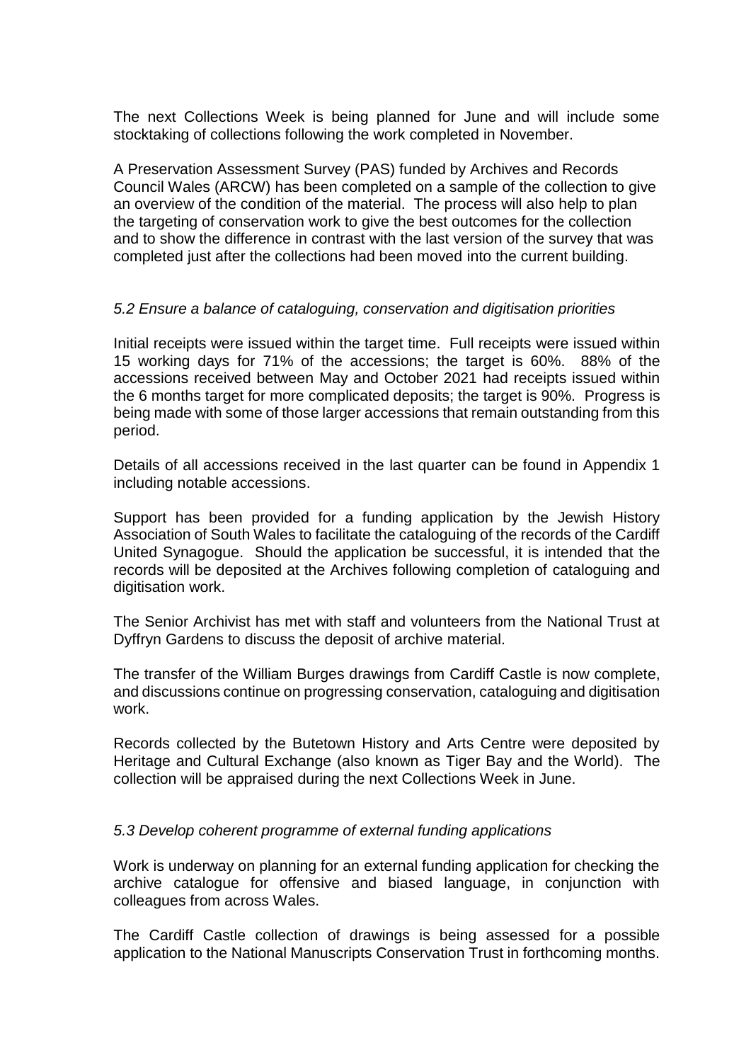The next Collections Week is being planned for June and will include some stocktaking of collections following the work completed in November.

A Preservation Assessment Survey (PAS) funded by Archives and Records Council Wales (ARCW) has been completed on a sample of the collection to give an overview of the condition of the material. The process will also help to plan the targeting of conservation work to give the best outcomes for the collection and to show the difference in contrast with the last version of the survey that was completed just after the collections had been moved into the current building.

*5.2 Ensure a balance of cataloguing, conservation and digitisation priorities*

Initial receipts were issued within the target time. Full receipts were issued within 15 working days for 71% of the accessions; the target is 60%. 88% of the accessions received between May and October 2021 had receipts issued within the 6 months target for more complicated deposits; the target is 90%. Progress is being made with some of those larger accessions that remain outstanding from this period.

Details of all accessions received in the last quarter can be found in Appendix 1 including notable accessions.

Support has been provided for a funding application by the Jewish History Association of South Wales to facilitate the cataloguing of the records of the Cardiff United Synagogue. Should the application be successful, it is intended that the records will be deposited at the Archives following completion of cataloguing and digitisation work.

The Senior Archivist has met with staff and volunteers from the National Trust at Dyffryn Gardens to discuss the deposit of archive material.

The transfer of the William Burges drawings from Cardiff Castle is now complete, and discussions continue on progressing conservation, cataloguing and digitisation work.

Records collected by the Butetown History and Arts Centre were deposited by Heritage and Cultural Exchange (also known as Tiger Bay and the World). The collection will be appraised during the next Collections Week in June.

*5.3 Develop coherent programme of external funding applications*

Work is underway on planning for an external funding application for checking the archive catalogue for offensive and biased language, in conjunction with colleagues from across Wales.

The Cardiff Castle collection of drawings is being assessed for a possible application to the National Manuscripts Conservation Trust in forthcoming months.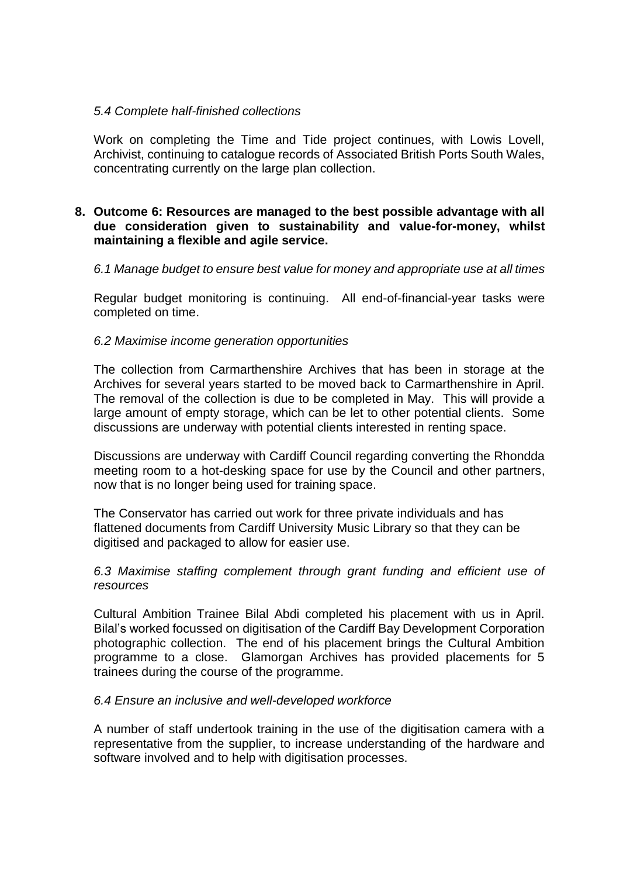*5.4 Complete half-finished collections*

Work on completing the Time and Tide project continues, with Lowis Lovell, Archivist, continuing to catalogue records of Associated British Ports South Wales, concentrating currently on the large plan collection.

## 8. Outcome 6: Resources are managed to the best possible advantage with all due consideration given to sustainability and value-for-money, whilst maintaining a flexible and agile service.

*6.1 Manage budget to ensure best value for money and appropriate use at all times*

Regular budget monitoring is continuing. All end-of-financial-year tasks were completed on time.

*6.2 Maximise income generation opportunities*

The collection from Carmarthenshire Archives that has been in storage at the Archives for several years started to be moved back to Carmarthenshire in April. The removal of the collection is due to be completed in May. This will provide a large amount of empty storage, which can be let to other potential clients. Some discussions are underway with potential clients interested in renting space.

Discussions are underway with Cardiff Council regarding converting the Rhondda meeting room to a hot-desking space for use by the Council and other partners, now that is no longer being used for training space.

The Conservator has carried out work for three private individuals and has flattened documents from Cardiff University Music Library so that they can be digitised and packaged to allow for easier use.

*6.3 Maximise staffing complement through grant funding and efficient use of resources*

Cultural Ambition Trainee Bilal Abdi completed his placement with us in April. Bilal's worked focussed on digitisation of the Cardiff Bay Development Corporation photographic collection. The end of his placement brings the Cultural Ambition programme to a close. Glamorgan Archives has provided placements for 5 trainees during the course of the programme.

*6.4 Ensure an inclusive and well-developed workforce*

A number of staff undertook training in the use of the digitisation camera with a representative from the supplier, to increase understanding of the hardware and software involved and to help with digitisation processes.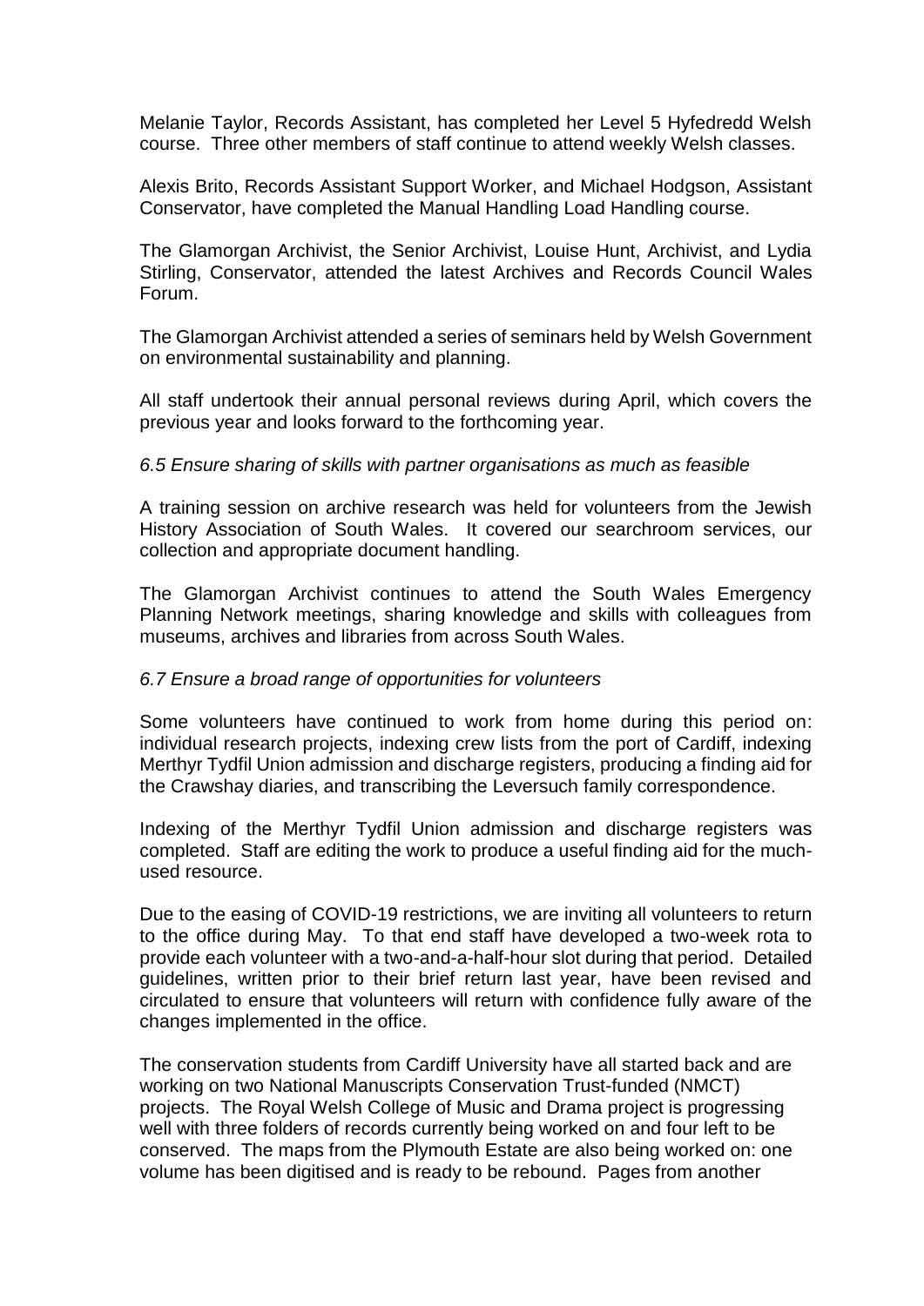Melanie Taylor, Records Assistant, has completed her Level 5 Hyfedredd Welsh course. Three other members of staff continue to attend weekly Welsh classes.

Alexis Brito, Records Assistant Support Worker, and Michael Hodgson, Assistant Conservator, have completed the Manual Handling Load Handling course.

The Glamorgan Archivist, the Senior Archivist, Louise Hunt, Archivist, and Lydia Stirling, Conservator, attended the latest Archives and Records Council Wales Forum.

The Glamorgan Archivist attended a series of seminars held by Welsh Government on environmental sustainability and planning.

All staff undertook their annual personal reviews during April, which covers the previous year and looks forward to the forthcoming year.

*6.5 Ensure sharing of skills with partner organisations as much as feasible*

A training session on archive research was held for volunteers from the Jewish History Association of South Wales. It covered our searchroom services, our collection and appropriate document handling.

The Glamorgan Archivist continues to attend the South Wales Emergency Planning Network meetings, sharing knowledge and skills with colleagues from museums, archives and libraries from across South Wales.

*6.7 Ensure a broad range of opportunities for volunteers*

Some volunteers have continued to work from home during this period on: individual research projects, indexing crew lists from the port of Cardiff, indexing Merthyr Tydfil Union admission and discharge registers, producing a finding aid for the Crawshay diaries, and transcribing the Leversuch family correspondence.

Indexing of the Merthyr Tydfil Union admission and discharge registers was completed. Staff are editing the work to produce a useful finding aid for the much-used resource.

Due to the easing of COVID-19 restrictions, we are inviting all volunteers to return to the office during May. To that end staff have developed a two-week rota to provide each volunteer with a two-and-a-half-hour slot during that period. Detailed guidelines, written prior to their brief return last year, have been revised and circulated to ensure that volunteers will return with confidence fully aware of the changes implemented in the office.

The conservation students from Cardiff University have all started back and are working on two National Manuscripts Conservation Trust-funded (NMCT) projects. The Royal Welsh College of Music and Drama project is progressing well with three folders of records currently being worked on and four left to be conserved. The maps from the Plymouth Estate are also being worked on: one volume has been digitised and is ready to be rebound. Pages from another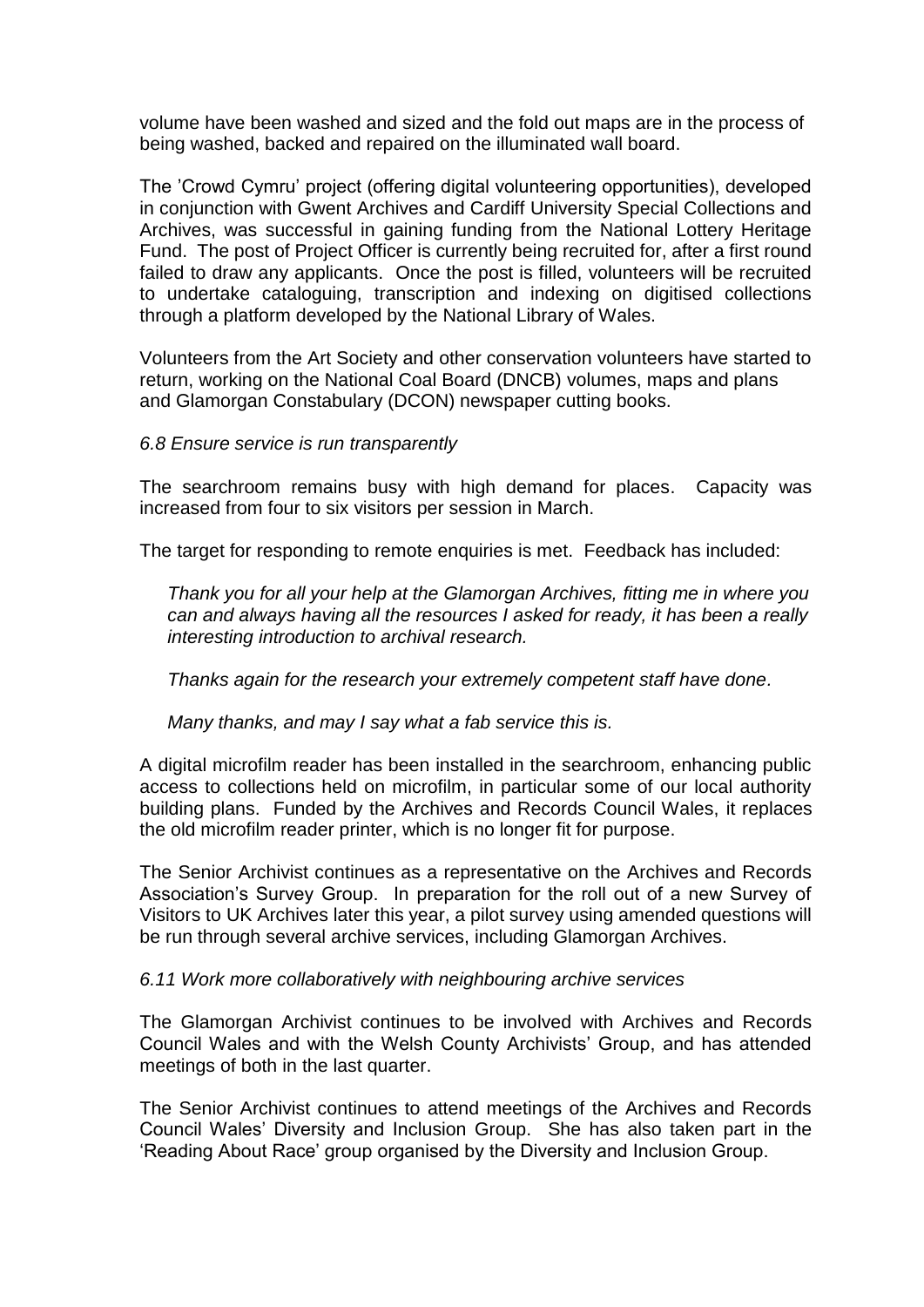volume have been washed and sized and the fold out maps are in the process of being washed, backed and repaired on the illuminated wall board.

The 'Crowd Cymru' project (offering digital volunteering opportunities), developed in conjunction with Gwent Archives and Cardiff University Special Collections and Archives, was successful in gaining funding from the National Lottery Heritage Fund. The post of Project Officer is currently being recruited for, after a first round failed to draw any applicants. Once the post is filled, volunteers will be recruited to undertake cataloguing, transcription and indexing on digitised collections through a platform developed by the National Library of Wales.

Volunteers from the Art Society and other conservation volunteers have started to return, working on the National Coal Board (DNCB) volumes, maps and plans and Glamorgan Constabulary (DCON) newspaper cutting books.

*6.8 Ensure service is run transparently*

The searchroom remains busy with high demand for places. Capacity was increased from four to six visitors per session in March.

The target for responding to remote enquiries is met. Feedback has included:

> *Thank you for all your help at the Glamorgan Archives, fitting me in where you can and always having all the resources I asked for ready, it has been a really interesting introduction to archival research.*
>
> *Thanks again for the research your extremely competent staff have done.*
>
> *Many thanks, and may I say what a fab service this is.*

A digital microfilm reader has been installed in the searchroom, enhancing public access to collections held on microfilm, in particular some of our local authority building plans. Funded by the Archives and Records Council Wales, it replaces the old microfilm reader printer, which is no longer fit for purpose.

The Senior Archivist continues as a representative on the Archives and Records Association's Survey Group. In preparation for the roll out of a new Survey of Visitors to UK Archives later this year, a pilot survey using amended questions will be run through several archive services, including Glamorgan Archives.

*6.11 Work more collaboratively with neighbouring archive services*

The Glamorgan Archivist continues to be involved with Archives and Records Council Wales and with the Welsh County Archivists' Group, and has attended meetings of both in the last quarter.

The Senior Archivist continues to attend meetings of the Archives and Records Council Wales' Diversity and Inclusion Group. She has also taken part in the 'Reading About Race' group organised by the Diversity and Inclusion Group.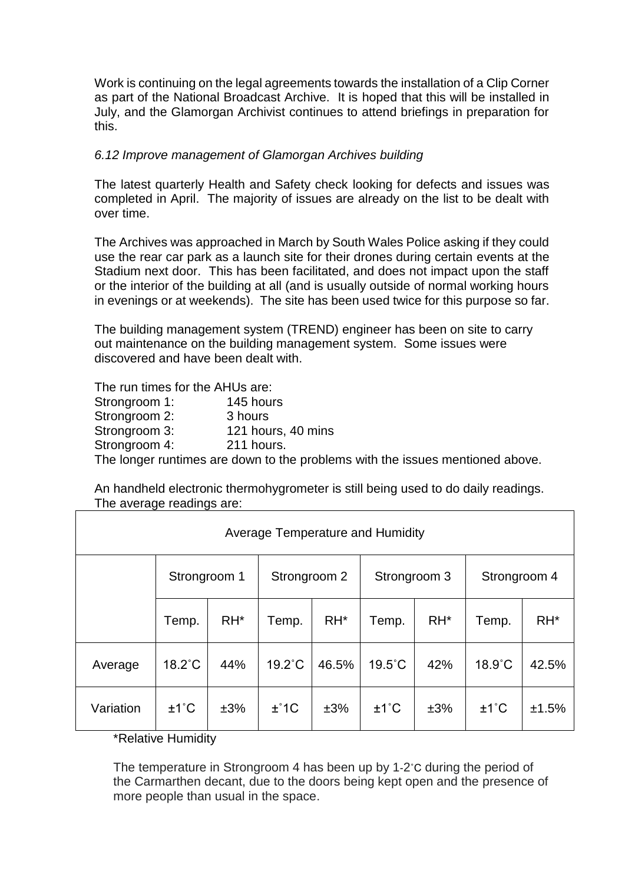Work is continuing on the legal agreements towards the installation of a Clip Corner as part of the National Broadcast Archive. It is hoped that this will be installed in July, and the Glamorgan Archivist continues to attend briefings in preparation for this.

*6.12 Improve management of Glamorgan Archives building*

The latest quarterly Health and Safety check looking for defects and issues was completed in April. The majority of issues are already on the list to be dealt with over time.

The Archives was approached in March by South Wales Police asking if they could use the rear car park as a launch site for their drones during certain events at the Stadium next door. This has been facilitated, and does not impact upon the staff or the interior of the building at all (and is usually outside of normal working hours in evenings or at weekends). The site has been used twice for this purpose so far.

The building management system (TREND) engineer has been on site to carry out maintenance on the building management system. Some issues were discovered and have been dealt with.

The run times for the AHUs are:
Strongroom 1: 145 hours
Strongroom 2: 3 hours
Strongroom 3: 121 hours, 40 mins
Strongroom 4: 211 hours.
The longer runtimes are down to the problems with the issues mentioned above.

An handheld electronic thermohygrometer is still being used to do daily readings. The average readings are:

| Average Temperature and Humidity | | | | | | | | |
|---|---|---|---|---|---|---|---|---|
| | Strongroom 1 | | Strongroom 2 | | Strongroom 3 | | Strongroom 4 | |
| | Temp. | RH* | Temp. | RH* | Temp. | RH* | Temp. | RH* |
| Average | 18.2˚C | 44% | 19.2˚C | 46.5% | 19.5˚C | 42% | 18.9˚C | 42.5% |
| Variation | ±1˚C | ±3% | ±˚1C | ±3% | ±1˚C | ±3% | ±1˚C | ±1.5% |

*Relative Humidity

The temperature in Strongroom 4 has been up by 1-2˚C during the period of the Carmarthen decant, due to the doors being kept open and the presence of more people than usual in the space.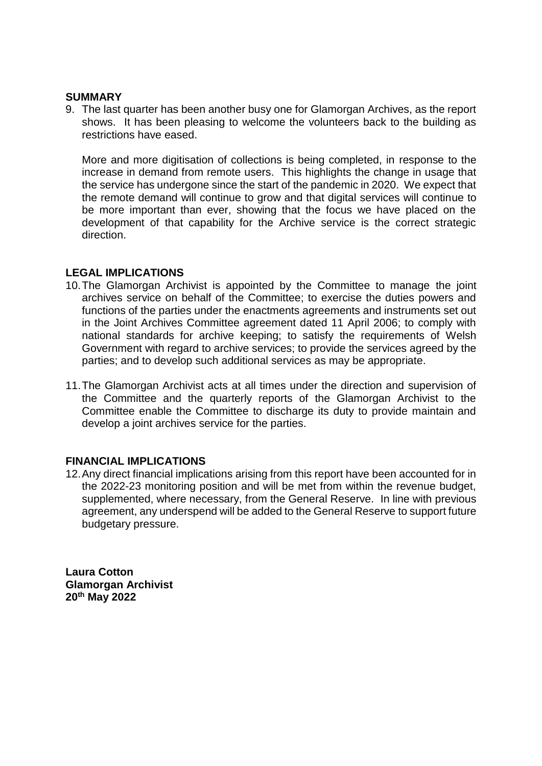## SUMMARY

9. The last quarter has been another busy one for Glamorgan Archives, as the report shows. It has been pleasing to welcome the volunteers back to the building as restrictions have eased.

   More and more digitisation of collections is being completed, in response to the increase in demand from remote users. This highlights the change in usage that the service has undergone since the start of the pandemic in 2020. We expect that the remote demand will continue to grow and that digital services will continue to be more important than ever, showing that the focus we have placed on the development of that capability for the Archive service is the correct strategic direction.

## LEGAL IMPLICATIONS

10. The Glamorgan Archivist is appointed by the Committee to manage the joint archives service on behalf of the Committee; to exercise the duties powers and functions of the parties under the enactments agreements and instruments set out in the Joint Archives Committee agreement dated 11 April 2006; to comply with national standards for archive keeping; to satisfy the requirements of Welsh Government with regard to archive services; to provide the services agreed by the parties; and to develop such additional services as may be appropriate.

11. The Glamorgan Archivist acts at all times under the direction and supervision of the Committee and the quarterly reports of the Glamorgan Archivist to the Committee enable the Committee to discharge its duty to provide maintain and develop a joint archives service for the parties.

## FINANCIAL IMPLICATIONS

12. Any direct financial implications arising from this report have been accounted for in the 2022-23 monitoring position and will be met from within the revenue budget, supplemented, where necessary, from the General Reserve. In line with previous agreement, any underspend will be added to the General Reserve to support future budgetary pressure.

**Laura Cotton**
**Glamorgan Archivist**
**20th May 2022**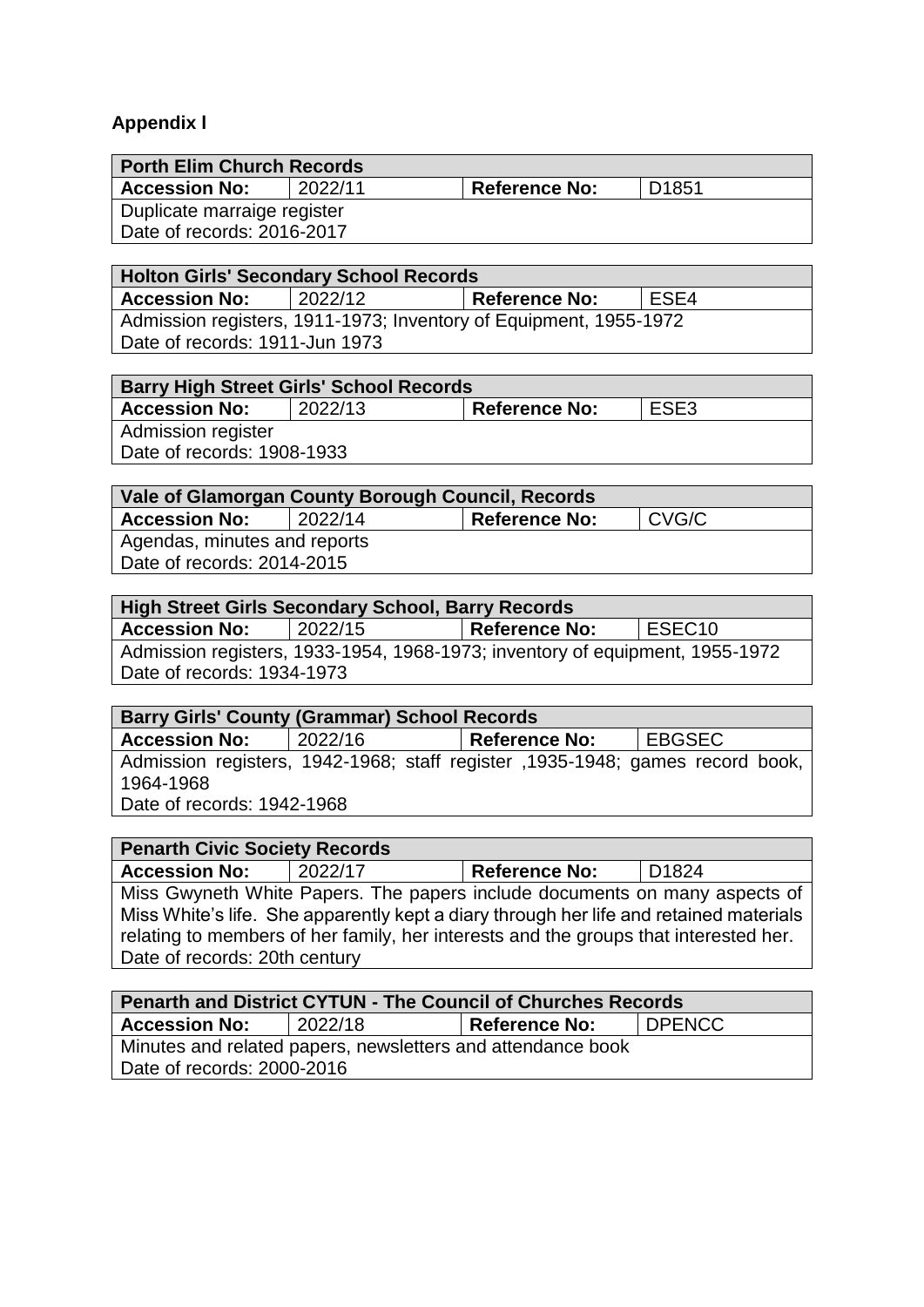**Appendix I**

| Porth Elim Church Records | | | |
|---|---|---|---|
| **Accession No:** | 2022/11 | **Reference No:** | D1851 |
| Duplicate marraige register<br>Date of records: 2016-2017 | | | |

| Holton Girls' Secondary School Records | | | |
|---|---|---|---|
| **Accession No:** | 2022/12 | **Reference No:** | ESE4 |
| Admission registers, 1911-1973; Inventory of Equipment, 1955-1972<br>Date of records: 1911-Jun 1973 | | | |

| Barry High Street Girls' School Records | | | |
|---|---|---|---|
| **Accession No:** | 2022/13 | **Reference No:** | ESE3 |
| Admission register<br>Date of records: 1908-1933 | | | |

| Vale of Glamorgan County Borough Council, Records | | | |
|---|---|---|---|
| **Accession No:** | 2022/14 | **Reference No:** | CVG/C |
| Agendas, minutes and reports<br>Date of records: 2014-2015 | | | |

| High Street Girls Secondary School, Barry Records | | | |
|---|---|---|---|
| **Accession No:** | 2022/15 | **Reference No:** | ESEC10 |
| Admission registers, 1933-1954, 1968-1973; inventory of equipment, 1955-1972<br>Date of records: 1934-1973 | | | |

| Barry Girls' County (Grammar) School Records | | | |
|---|---|---|---|
| **Accession No:** | 2022/16 | **Reference No:** | EBGSEC |
| Admission registers, 1942-1968; staff register ,1935-1948; games record book, 1964-1968<br>Date of records: 1942-1968 | | | |

| Penarth Civic Society Records | | | |
|---|---|---|---|
| **Accession No:** | 2022/17 | **Reference No:** | D1824 |
| Miss Gwyneth White Papers. The papers include documents on many aspects of Miss White's life. She apparently kept a diary through her life and retained materials relating to members of her family, her interests and the groups that interested her.<br>Date of records: 20th century | | | |

| Penarth and District CYTUN - The Council of Churches Records | | | |
|---|---|---|---|
| **Accession No:** | 2022/18 | **Reference No:** | DPENCC |
| Minutes and related papers, newsletters and attendance book<br>Date of records: 2000-2016 | | | |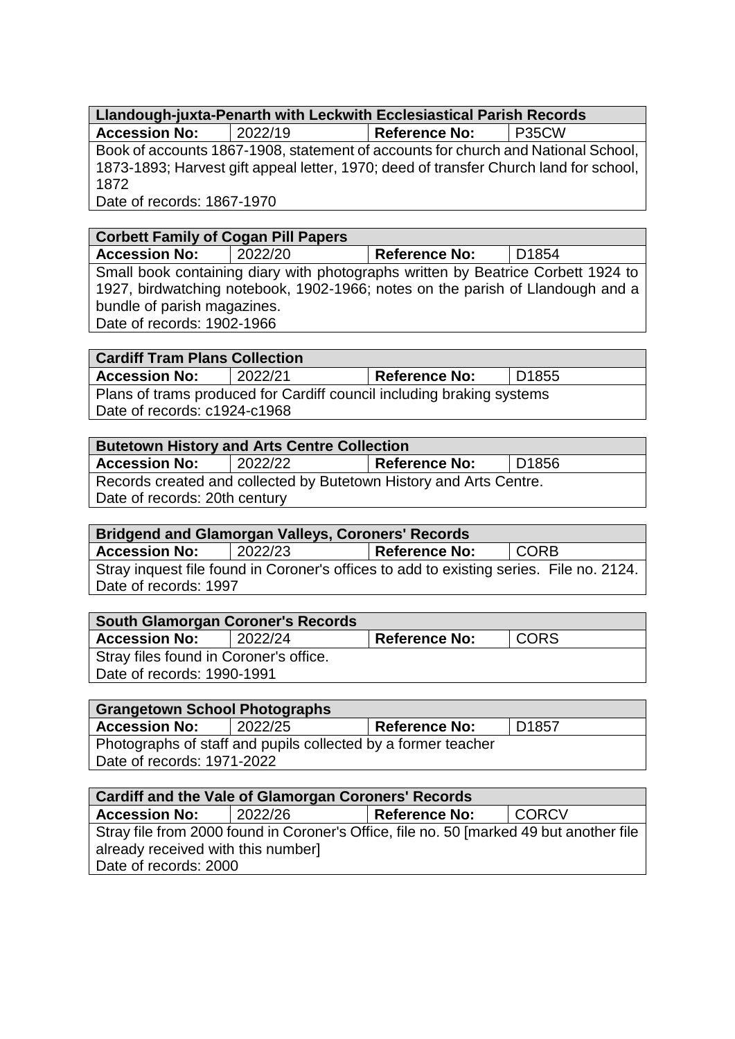| Llandough-juxta-Penarth with Leckwith Ecclesiastical Parish Records | | | |
|---|---|---|---|
| **Accession No:** | 2022/19 | **Reference No:** | P35CW |
| Book of accounts 1867-1908, statement of accounts for church and National School, 1873-1893; Harvest gift appeal letter, 1970; deed of transfer Church land for school, 1872<br>Date of records: 1867-1970 | | | |

| Corbett Family of Cogan Pill Papers | | | |
|---|---|---|---|
| **Accession No:** | 2022/20 | **Reference No:** | D1854 |
| Small book containing diary with photographs written by Beatrice Corbett 1924 to 1927, birdwatching notebook, 1902-1966; notes on the parish of Llandough and a bundle of parish magazines.<br>Date of records: 1902-1966 | | | |

| Cardiff Tram Plans Collection | | | |
|---|---|---|---|
| **Accession No:** | 2022/21 | **Reference No:** | D1855 |
| Plans of trams produced for Cardiff council including braking systems<br>Date of records: c1924-c1968 | | | |

| Butetown History and Arts Centre Collection | | | |
|---|---|---|---|
| **Accession No:** | 2022/22 | **Reference No:** | D1856 |
| Records created and collected by Butetown History and Arts Centre.<br>Date of records: 20th century | | | |

| Bridgend and Glamorgan Valleys, Coroners' Records | | | |
|---|---|---|---|
| **Accession No:** | 2022/23 | **Reference No:** | CORB |
| Stray inquest file found in Coroner's offices to add to existing series. File no. 2124.<br>Date of records: 1997 | | | |

| South Glamorgan Coroner's Records | | | |
|---|---|---|---|
| **Accession No:** | 2022/24 | **Reference No:** | CORS |
| Stray files found in Coroner's office.<br>Date of records: 1990-1991 | | | |

| Grangetown School Photographs | | | |
|---|---|---|---|
| **Accession No:** | 2022/25 | **Reference No:** | D1857 |
| Photographs of staff and pupils collected by a former teacher<br>Date of records: 1971-2022 | | | |

| Cardiff and the Vale of Glamorgan Coroners' Records | | | |
|---|---|---|---|
| **Accession No:** | 2022/26 | **Reference No:** | CORCV |
| Stray file from 2000 found in Coroner's Office, file no. 50 [marked 49 but another file already received with this number]<br>Date of records: 2000 | | | |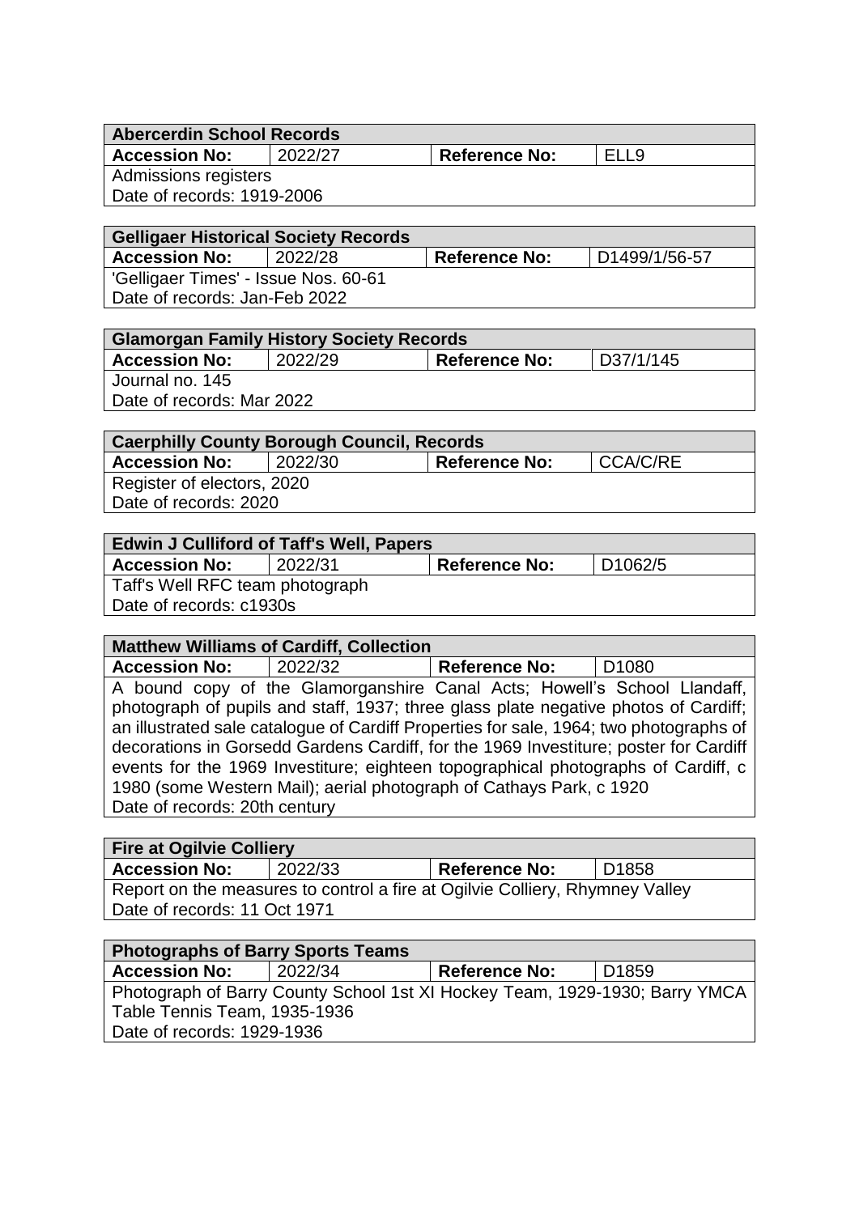| Abercerdin School Records | | | |
| --- | --- | --- | --- |
| **Accession No:** | 2022/27 | **Reference No:** | ELL9 |
| Admissions registers<br>Date of records: 1919-2006 | | | |

| Gelligaer Historical Society Records | | | |
| --- | --- | --- | --- |
| **Accession No:** | 2022/28 | **Reference No:** | D1499/1/56-57 |
| 'Gelligaer Times' - Issue Nos. 60-61<br>Date of records: Jan-Feb 2022 | | | |

| Glamorgan Family History Society Records | | | |
| --- | --- | --- | --- |
| **Accession No:** | 2022/29 | **Reference No:** | D37/1/145 |
| Journal no. 145<br>Date of records: Mar 2022 | | | |

| Caerphilly County Borough Council, Records | | | |
| --- | --- | --- | --- |
| **Accession No:** | 2022/30 | **Reference No:** | CCA/C/RE |
| Register of electors, 2020<br>Date of records: 2020 | | | |

| Edwin J Culliford of Taff's Well, Papers | | | |
| --- | --- | --- | --- |
| **Accession No:** | 2022/31 | **Reference No:** | D1062/5 |
| Taff's Well RFC team photograph<br>Date of records: c1930s | | | |

| Matthew Williams of Cardiff, Collection | | | |
| --- | --- | --- | --- |
| **Accession No:** | 2022/32 | **Reference No:** | D1080 |
| A bound copy of the Glamorganshire Canal Acts; Howell's School Llandaff, photograph of pupils and staff, 1937; three glass plate negative photos of Cardiff; an illustrated sale catalogue of Cardiff Properties for sale, 1964; two photographs of decorations in Gorsedd Gardens Cardiff, for the 1969 Investiture; poster for Cardiff events for the 1969 Investiture; eighteen topographical photographs of Cardiff, c 1980 (some Western Mail); aerial photograph of Cathays Park, c 1920<br>Date of records: 20th century | | | |

| Fire at Ogilvie Colliery | | | |
| --- | --- | --- | --- |
| **Accession No:** | 2022/33 | **Reference No:** | D1858 |
| Report on the measures to control a fire at Ogilvie Colliery, Rhymney Valley<br>Date of records: 11 Oct 1971 | | | |

| Photographs of Barry Sports Teams | | | |
| --- | --- | --- | --- |
| **Accession No:** | 2022/34 | **Reference No:** | D1859 |
| Photograph of Barry County School 1st XI Hockey Team, 1929-1930; Barry YMCA Table Tennis Team, 1935-1936<br>Date of records: 1929-1936 | | | |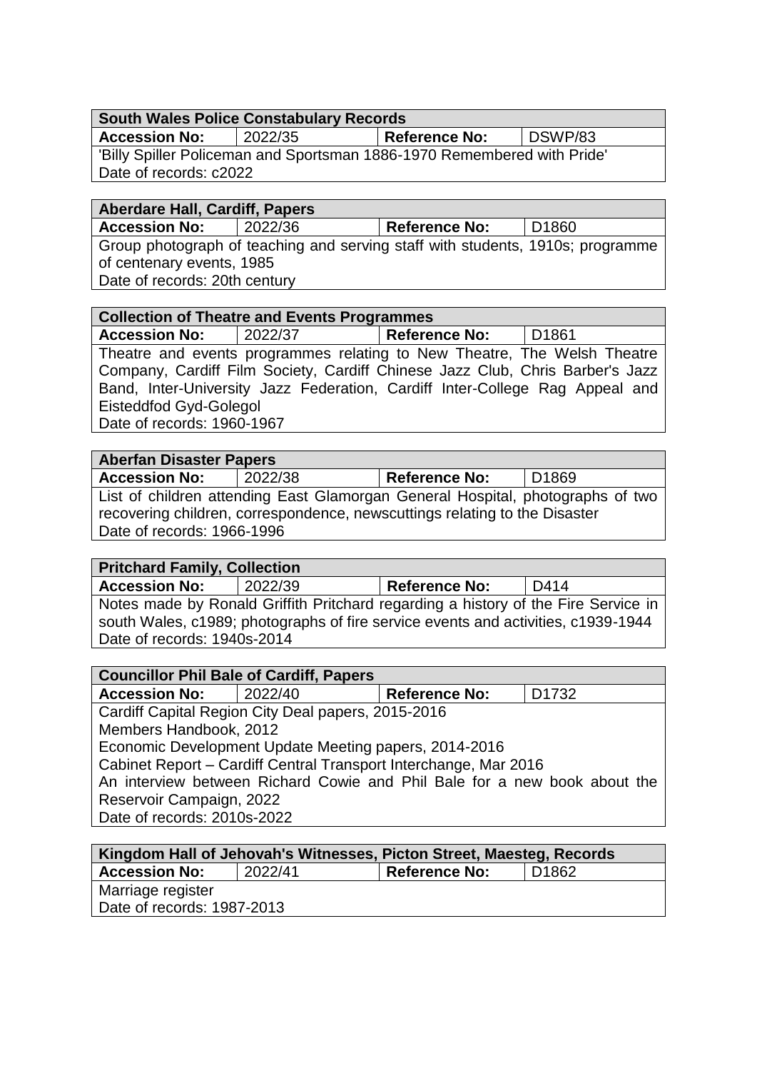| South Wales Police Constabulary Records | | | |
|---|---|---|---|
| **Accession No:** | 2022/35 | **Reference No:** | DSWP/83 |
| 'Billy Spiller Policeman and Sportsman 1886-1970 Remembered with Pride'<br>Date of records: c2022 | | | |

| Aberdare Hall, Cardiff, Papers | | | |
|---|---|---|---|
| **Accession No:** | 2022/36 | **Reference No:** | D1860 |
| Group photograph of teaching and serving staff with students, 1910s; programme of centenary events, 1985<br>Date of records: 20th century | | | |

| Collection of Theatre and Events Programmes | | | |
|---|---|---|---|
| **Accession No:** | 2022/37 | **Reference No:** | D1861 |
| Theatre and events programmes relating to New Theatre, The Welsh Theatre Company, Cardiff Film Society, Cardiff Chinese Jazz Club, Chris Barber's Jazz Band, Inter-University Jazz Federation, Cardiff Inter-College Rag Appeal and Eisteddfod Gyd-Golegol<br>Date of records: 1960-1967 | | | |

| Aberfan Disaster Papers | | | |
|---|---|---|---|
| **Accession No:** | 2022/38 | **Reference No:** | D1869 |
| List of children attending East Glamorgan General Hospital, photographs of two recovering children, correspondence, newscuttings relating to the Disaster<br>Date of records: 1966-1996 | | | |

| Pritchard Family, Collection | | | |
|---|---|---|---|
| **Accession No:** | 2022/39 | **Reference No:** | D414 |
| Notes made by Ronald Griffith Pritchard regarding a history of the Fire Service in south Wales, c1989; photographs of fire service events and activities, c1939-1944<br>Date of records: 1940s-2014 | | | |

| Councillor Phil Bale of Cardiff, Papers | | | |
|---|---|---|---|
| **Accession No:** | 2022/40 | **Reference No:** | D1732 |
| Cardiff Capital Region City Deal papers, 2015-2016<br>Members Handbook, 2012<br>Economic Development Update Meeting papers, 2014-2016<br>Cabinet Report – Cardiff Central Transport Interchange, Mar 2016<br>An interview between Richard Cowie and Phil Bale for a new book about the Reservoir Campaign, 2022<br>Date of records: 2010s-2022 | | | |

| Kingdom Hall of Jehovah's Witnesses, Picton Street, Maesteg, Records | | | |
|---|---|---|---|
| **Accession No:** | 2022/41 | **Reference No:** | D1862 |
| Marriage register<br>Date of records: 1987-2013 | | | |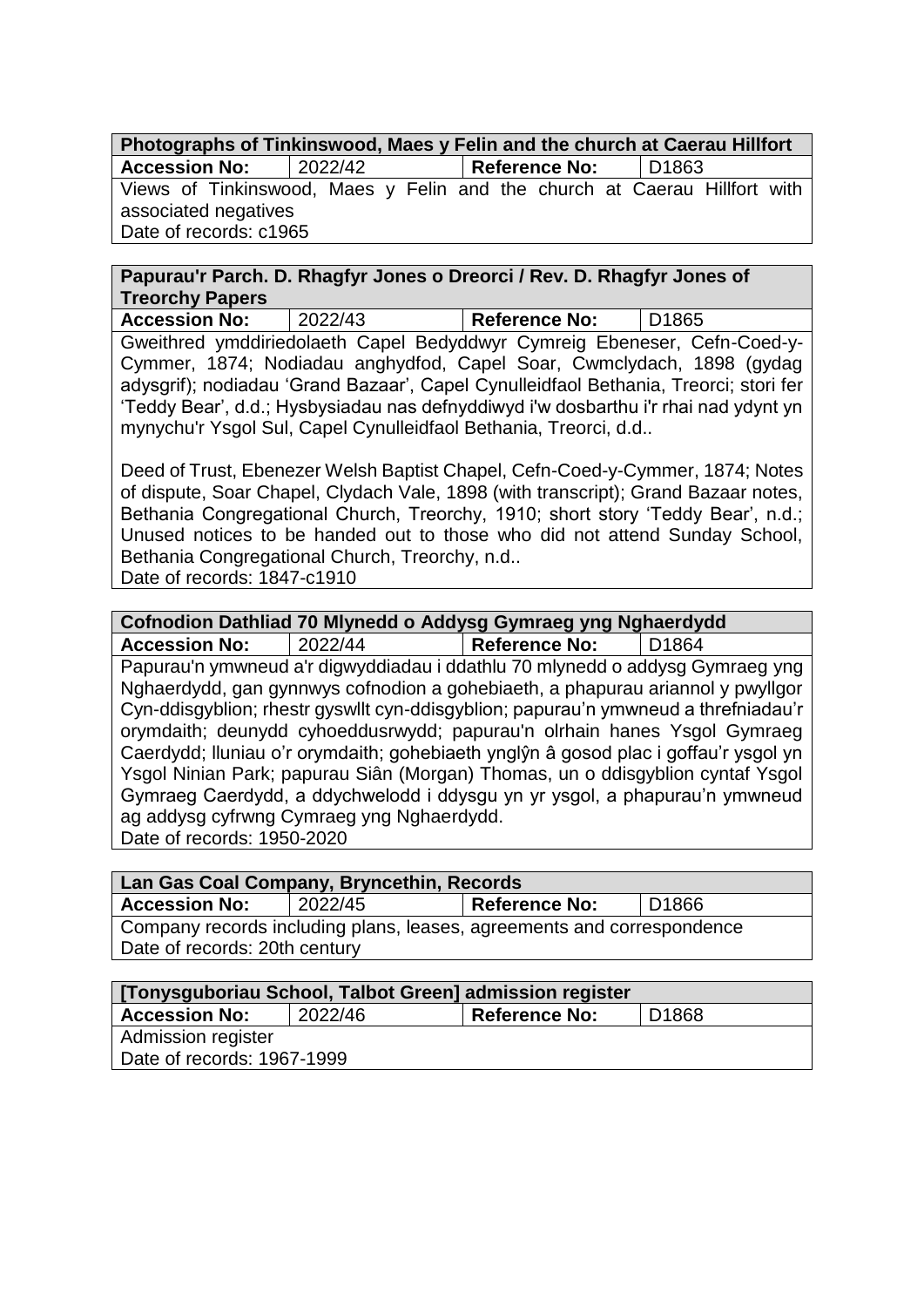| Photographs of Tinkinswood, Maes y Felin and the church at Caerau Hillfort | | | |
|---|---|---|---|
| **Accession No:** | 2022/42 | **Reference No:** | D1863 |
| Views of Tinkinswood, Maes y Felin and the church at Caerau Hillfort with associated negatives<br>Date of records: c1965 | | | |

| Papurau'r Parch. D. Rhagfyr Jones o Dreorci / Rev. D. Rhagfyr Jones of Treorchy Papers | | | |
|---|---|---|---|
| **Accession No:** | 2022/43 | **Reference No:** | D1865 |
| Gweithred ymddiriedolaeth Capel Bedyddwyr Cymreig Ebeneser, Cefn-Coed-y-Cymmer, 1874; Nodiadau anghydfod, Capel Soar, Cwmclydach, 1898 (gydag adysgrif); nodiadau 'Grand Bazaar', Capel Cynulleidfaol Bethania, Treorci; stori fer 'Teddy Bear', d.d.; Hysbysiadau nas defnyddiwyd i'w dosbarthu i'r rhai nad ydynt yn mynychu'r Ysgol Sul, Capel Cynulleidfaol Bethania, Treorci, d.d..<br><br>Deed of Trust, Ebenezer Welsh Baptist Chapel, Cefn-Coed-y-Cymmer, 1874; Notes of dispute, Soar Chapel, Clydach Vale, 1898 (with transcript); Grand Bazaar notes, Bethania Congregational Church, Treorchy, 1910; short story 'Teddy Bear', n.d.; Unused notices to be handed out to those who did not attend Sunday School, Bethania Congregational Church, Treorchy, n.d..<br>Date of records: 1847-c1910 | | | |

| Cofnodion Dathliad 70 Mlynedd o Addysg Gymraeg yng Nghaerdydd | | | |
|---|---|---|---|
| **Accession No:** | 2022/44 | **Reference No:** | D1864 |
| Papurau'n ymwneud a'r digwyddiadau i ddathlu 70 mlynedd o addysg Gymraeg yng Nghaerdydd, gan gynnwys cofnodion a gohebiaeth, a phapurau ariannol y pwyllgor Cyn-ddisgyblion; rhestr gyswllt cyn-ddisgyblion; papurau'n ymwneud a threfniadau'r orymdaith; deunydd cyhoeddusrwydd; papurau'n olrhain hanes Ysgol Gymraeg Caerdydd; lluniau o'r orymdaith; gohebiaeth ynglŷn â gosod plac i goffau'r ysgol yn Ysgol Ninian Park; papurau Siân (Morgan) Thomas, un o ddisgyblion cyntaf Ysgol Gymraeg Caerdydd, a ddychwelodd i ddysgu yn yr ysgol, a phapurau'n ymwneud ag addysg cyfrwng Cymraeg yng Nghaerdydd.<br>Date of records: 1950-2020 | | | |

| Lan Gas Coal Company, Bryncethin, Records | | | |
|---|---|---|---|
| **Accession No:** | 2022/45 | **Reference No:** | D1866 |
| Company records including plans, leases, agreements and correspondence<br>Date of records: 20th century | | | |

| [Tonysguboriau School, Talbot Green] admission register | | | |
|---|---|---|---|
| **Accession No:** | 2022/46 | **Reference No:** | D1868 |
| Admission register<br>Date of records: 1967-1999 | | | |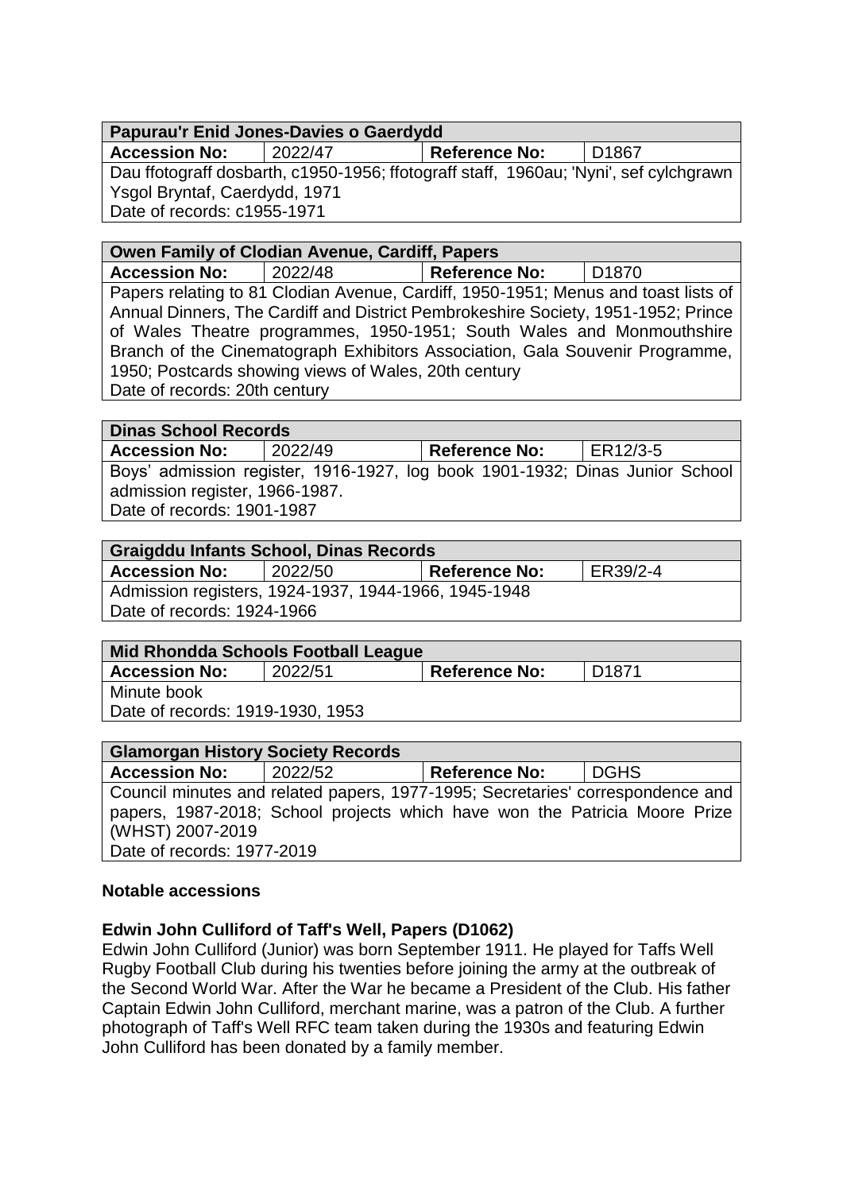| Papurau'r Enid Jones-Davies o Gaerdydd | | | |
| --- | --- | --- | --- |
| **Accession No:** | 2022/47 | **Reference No:** | D1867 |
| Dau ffotograff dosbarth, c1950-1956; ffotograff staff, 1960au; 'Nyni', sef cylchgrawn Ysgol Bryntaf, Caerdydd, 1971 | | | |
| Date of records: c1955-1971 | | | |

| Owen Family of Clodian Avenue, Cardiff, Papers | | | |
| --- | --- | --- | --- |
| **Accession No:** | 2022/48 | **Reference No:** | D1870 |
| Papers relating to 81 Clodian Avenue, Cardiff, 1950-1951; Menus and toast lists of Annual Dinners, The Cardiff and District Pembrokeshire Society, 1951-1952; Prince of Wales Theatre programmes, 1950-1951; South Wales and Monmouthshire Branch of the Cinematograph Exhibitors Association, Gala Souvenir Programme, 1950; Postcards showing views of Wales, 20th century | | | |
| Date of records: 20th century | | | |

| Dinas School Records | | | |
| --- | --- | --- | --- |
| **Accession No:** | 2022/49 | **Reference No:** | ER12/3-5 |
| Boys' admission register, 1916-1927, log book 1901-1932; Dinas Junior School admission register, 1966-1987. | | | |
| Date of records: 1901-1987 | | | |

| Graigddu Infants School, Dinas Records | | | |
| --- | --- | --- | --- |
| **Accession No:** | 2022/50 | **Reference No:** | ER39/2-4 |
| Admission registers, 1924-1937, 1944-1966, 1945-1948 | | | |
| Date of records: 1924-1966 | | | |

| Mid Rhondda Schools Football League | | | |
| --- | --- | --- | --- |
| **Accession No:** | 2022/51 | **Reference No:** | D1871 |
| Minute book | | | |
| Date of records: 1919-1930, 1953 | | | |

| Glamorgan History Society Records | | | |
| --- | --- | --- | --- |
| **Accession No:** | 2022/52 | **Reference No:** | DGHS |
| Council minutes and related papers, 1977-1995; Secretaries' correspondence and papers, 1987-2018; School projects which have won the Patricia Moore Prize (WHST) 2007-2019 | | | |
| Date of records: 1977-2019 | | | |

## Notable accessions

### Edwin John Culliford of Taff's Well, Papers (D1062)

Edwin John Culliford (Junior) was born September 1911. He played for Taffs Well Rugby Football Club during his twenties before joining the army at the outbreak of the Second World War. After the War he became a President of the Club. His father Captain Edwin John Culliford, merchant marine, was a patron of the Club. A further photograph of Taff's Well RFC team taken during the 1930s and featuring Edwin John Culliford has been donated by a family member.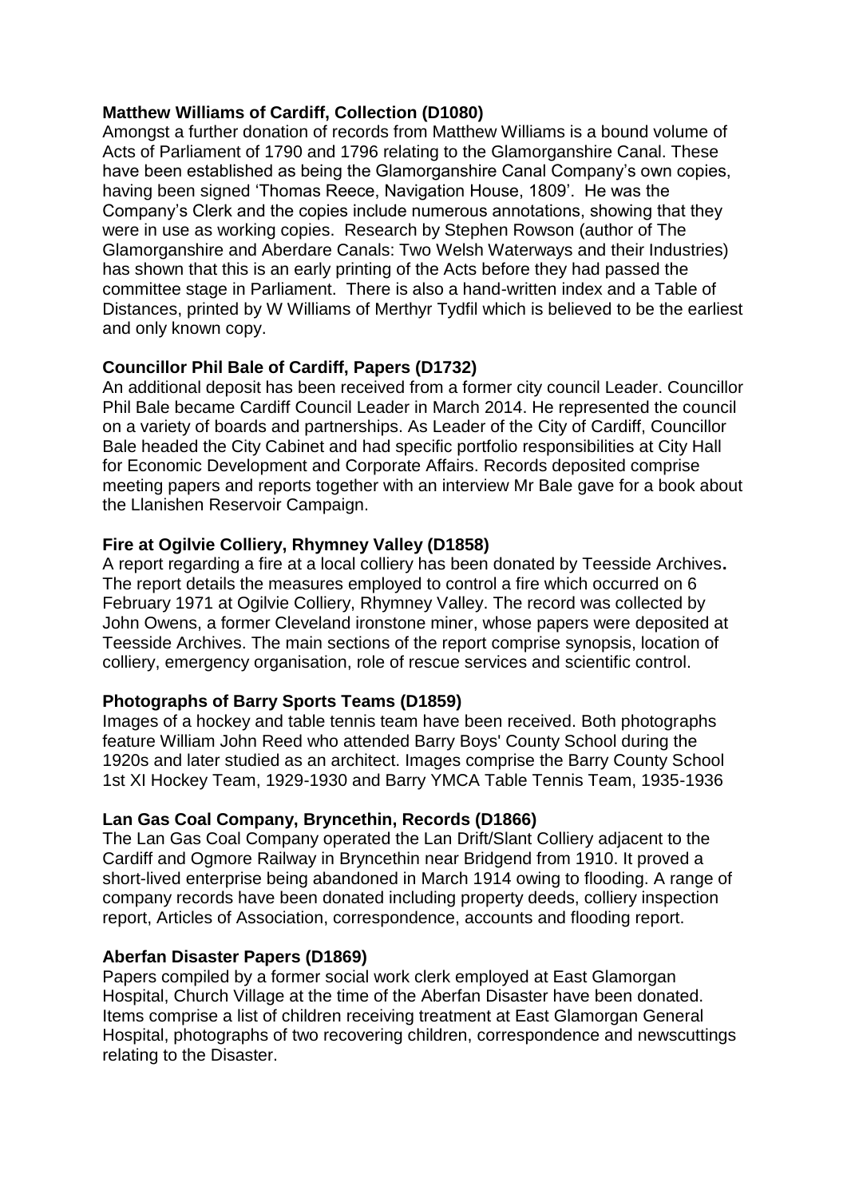**Matthew Williams of Cardiff, Collection (D1080)**
Amongst a further donation of records from Matthew Williams is a bound volume of Acts of Parliament of 1790 and 1796 relating to the Glamorganshire Canal. These have been established as being the Glamorganshire Canal Company's own copies, having been signed 'Thomas Reece, Navigation House, 1809'. He was the Company's Clerk and the copies include numerous annotations, showing that they were in use as working copies. Research by Stephen Rowson (author of The Glamorganshire and Aberdare Canals: Two Welsh Waterways and their Industries) has shown that this is an early printing of the Acts before they had passed the committee stage in Parliament. There is also a hand-written index and a Table of Distances, printed by W Williams of Merthyr Tydfil which is believed to be the earliest and only known copy.

**Councillor Phil Bale of Cardiff, Papers (D1732)**
An additional deposit has been received from a former city council Leader. Councillor Phil Bale became Cardiff Council Leader in March 2014. He represented the council on a variety of boards and partnerships. As Leader of the City of Cardiff, Councillor Bale headed the City Cabinet and had specific portfolio responsibilities at City Hall for Economic Development and Corporate Affairs. Records deposited comprise meeting papers and reports together with an interview Mr Bale gave for a book about the Llanishen Reservoir Campaign.

**Fire at Ogilvie Colliery, Rhymney Valley (D1858)**
A report regarding a fire at a local colliery has been donated by Teesside Archives**.** The report details the measures employed to control a fire which occurred on 6 February 1971 at Ogilvie Colliery, Rhymney Valley. The record was collected by John Owens, a former Cleveland ironstone miner, whose papers were deposited at Teesside Archives. The main sections of the report comprise synopsis, location of colliery, emergency organisation, role of rescue services and scientific control.

**Photographs of Barry Sports Teams (D1859)**
Images of a hockey and table tennis team have been received. Both photographs feature William John Reed who attended Barry Boys' County School during the 1920s and later studied as an architect. Images comprise the Barry County School 1st XI Hockey Team, 1929-1930 and Barry YMCA Table Tennis Team, 1935-1936

**Lan Gas Coal Company, Bryncethin, Records (D1866)**
The Lan Gas Coal Company operated the Lan Drift/Slant Colliery adjacent to the Cardiff and Ogmore Railway in Bryncethin near Bridgend from 1910. It proved a short-lived enterprise being abandoned in March 1914 owing to flooding. A range of company records have been donated including property deeds, colliery inspection report, Articles of Association, correspondence, accounts and flooding report.

**Aberfan Disaster Papers (D1869)**
Papers compiled by a former social work clerk employed at East Glamorgan Hospital, Church Village at the time of the Aberfan Disaster have been donated. Items comprise a list of children receiving treatment at East Glamorgan General Hospital, photographs of two recovering children, correspondence and newscuttings relating to the Disaster.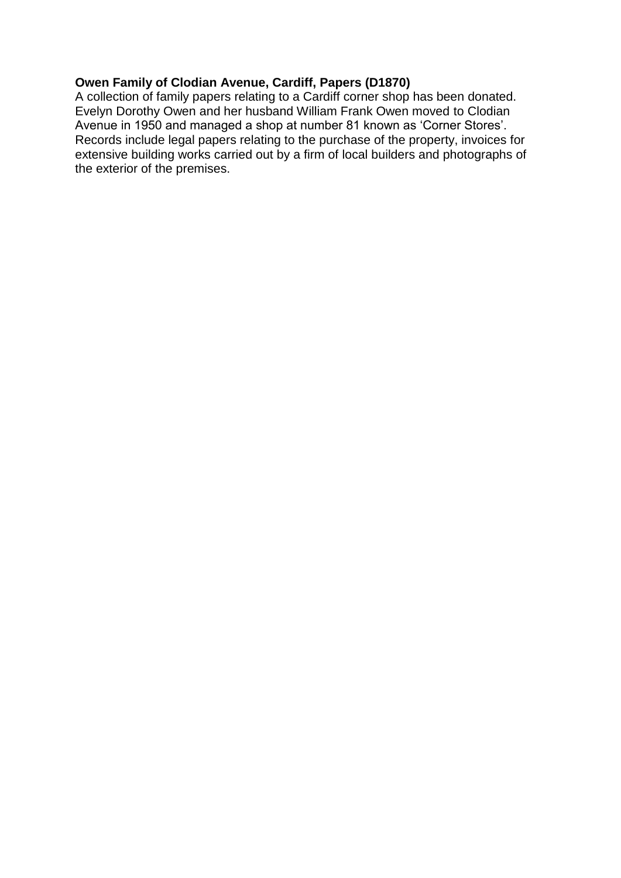**Owen Family of Clodian Avenue, Cardiff, Papers (D1870)**

A collection of family papers relating to a Cardiff corner shop has been donated. Evelyn Dorothy Owen and her husband William Frank Owen moved to Clodian Avenue in 1950 and managed a shop at number 81 known as 'Corner Stores'. Records include legal papers relating to the purchase of the property, invoices for extensive building works carried out by a firm of local builders and photographs of the exterior of the premises.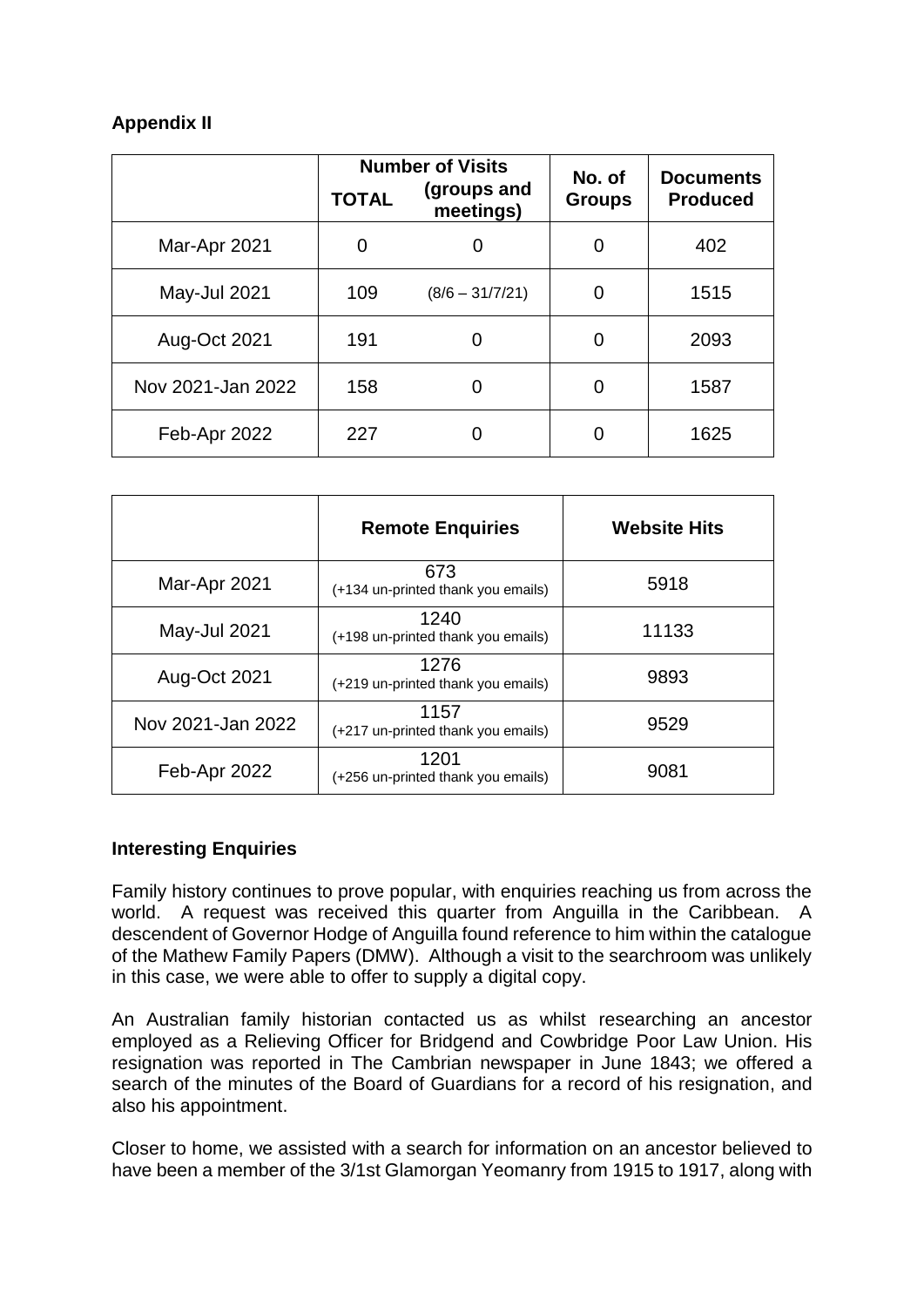**Appendix II**

| | Number of Visits | | No. of Groups | Documents Produced |
|---|---|---|---|---|
| | TOTAL | (groups and meetings) | | |
| Mar-Apr 2021 | 0 | 0 | 0 | 402 |
| May-Jul 2021 | 109 | (8/6 – 31/7/21) | 0 | 1515 |
| Aug-Oct 2021 | 191 | 0 | 0 | 2093 |
| Nov 2021-Jan 2022 | 158 | 0 | 0 | 1587 |
| Feb-Apr 2022 | 227 | 0 | 0 | 1625 |

| | Remote Enquiries | Website Hits |
|---|---|---|
| Mar-Apr 2021 | 673 (+134 un-printed thank you emails) | 5918 |
| May-Jul 2021 | 1240 (+198 un-printed thank you emails) | 11133 |
| Aug-Oct 2021 | 1276 (+219 un-printed thank you emails) | 9893 |
| Nov 2021-Jan 2022 | 1157 (+217 un-printed thank you emails) | 9529 |
| Feb-Apr 2022 | 1201 (+256 un-printed thank you emails) | 9081 |

**Interesting Enquiries**

Family history continues to prove popular, with enquiries reaching us from across the world. A request was received this quarter from Anguilla in the Caribbean. A descendent of Governor Hodge of Anguilla found reference to him within the catalogue of the Mathew Family Papers (DMW). Although a visit to the searchroom was unlikely in this case, we were able to offer to supply a digital copy.

An Australian family historian contacted us as whilst researching an ancestor employed as a Relieving Officer for Bridgend and Cowbridge Poor Law Union. His resignation was reported in The Cambrian newspaper in June 1843; we offered a search of the minutes of the Board of Guardians for a record of his resignation, and also his appointment.

Closer to home, we assisted with a search for information on an ancestor believed to have been a member of the 3/1st Glamorgan Yeomanry from 1915 to 1917, along with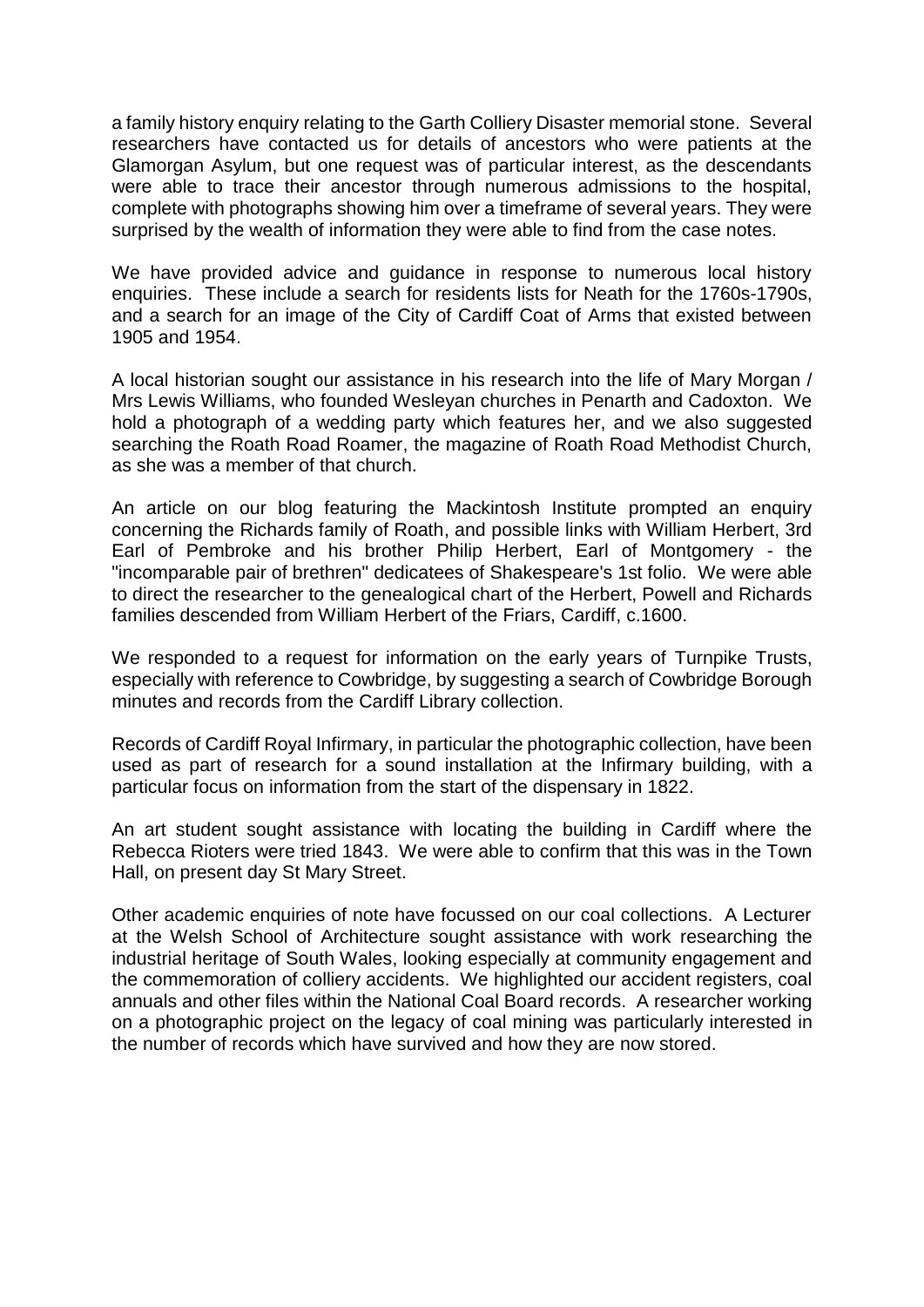a family history enquiry relating to the Garth Colliery Disaster memorial stone. Several researchers have contacted us for details of ancestors who were patients at the Glamorgan Asylum, but one request was of particular interest, as the descendants were able to trace their ancestor through numerous admissions to the hospital, complete with photographs showing him over a timeframe of several years. They were surprised by the wealth of information they were able to find from the case notes.

We have provided advice and guidance in response to numerous local history enquiries. These include a search for residents lists for Neath for the 1760s-1790s, and a search for an image of the City of Cardiff Coat of Arms that existed between 1905 and 1954.

A local historian sought our assistance in his research into the life of Mary Morgan / Mrs Lewis Williams, who founded Wesleyan churches in Penarth and Cadoxton. We hold a photograph of a wedding party which features her, and we also suggested searching the Roath Road Roamer, the magazine of Roath Road Methodist Church, as she was a member of that church.

An article on our blog featuring the Mackintosh Institute prompted an enquiry concerning the Richards family of Roath, and possible links with William Herbert, 3rd Earl of Pembroke and his brother Philip Herbert, Earl of Montgomery - the "incomparable pair of brethren" dedicatees of Shakespeare's 1st folio. We were able to direct the researcher to the genealogical chart of the Herbert, Powell and Richards families descended from William Herbert of the Friars, Cardiff, c.1600.

We responded to a request for information on the early years of Turnpike Trusts, especially with reference to Cowbridge, by suggesting a search of Cowbridge Borough minutes and records from the Cardiff Library collection.

Records of Cardiff Royal Infirmary, in particular the photographic collection, have been used as part of research for a sound installation at the Infirmary building, with a particular focus on information from the start of the dispensary in 1822.

An art student sought assistance with locating the building in Cardiff where the Rebecca Rioters were tried 1843. We were able to confirm that this was in the Town Hall, on present day St Mary Street.

Other academic enquiries of note have focussed on our coal collections. A Lecturer at the Welsh School of Architecture sought assistance with work researching the industrial heritage of South Wales, looking especially at community engagement and the commemoration of colliery accidents. We highlighted our accident registers, coal annuals and other files within the National Coal Board records. A researcher working on a photographic project on the legacy of coal mining was particularly interested in the number of records which have survived and how they are now stored.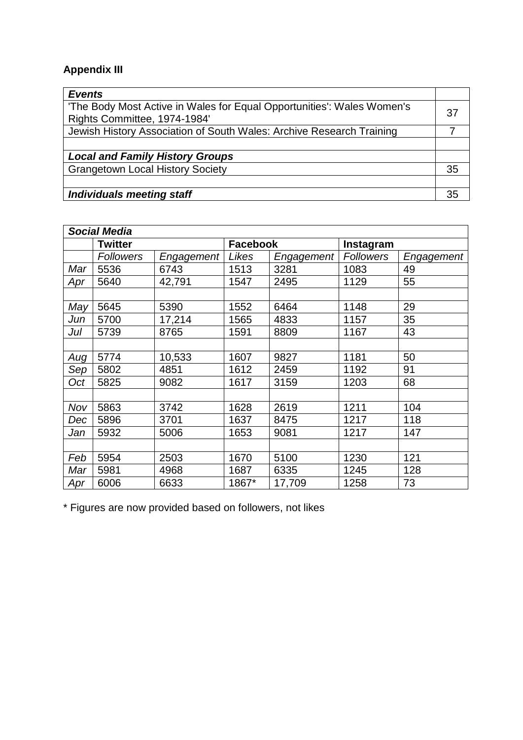## Appendix III

| | |
|---|---|
| ***Events*** | |
| 'The Body Most Active in Wales for Equal Opportunities': Wales Women's Rights Committee, 1974-1984' | 37 |
| Jewish History Association of South Wales: Archive Research Training | 7 |
| | |
| ***Local and Family History Groups*** | |
| Grangetown Local History Society | 35 |
| | |
| ***Individuals meeting staff*** | 35 |

| ***Social Media*** | | | | | | |
|---|---|---|---|---|---|---|
| | **Twitter** | | **Facebook** | | **Instagram** | |
| | *Followers* | *Engagement* | *Likes* | *Engagement* | *Followers* | *Engagement* |
| *Mar* | 5536 | 6743 | 1513 | 3281 | 1083 | 49 |
| *Apr* | 5640 | 42,791 | 1547 | 2495 | 1129 | 55 |
| | | | | | | |
| *May* | 5645 | 5390 | 1552 | 6464 | 1148 | 29 |
| *Jun* | 5700 | 17,214 | 1565 | 4833 | 1157 | 35 |
| *Jul* | 5739 | 8765 | 1591 | 8809 | 1167 | 43 |
| | | | | | | |
| *Aug* | 5774 | 10,533 | 1607 | 9827 | 1181 | 50 |
| *Sep* | 5802 | 4851 | 1612 | 2459 | 1192 | 91 |
| *Oct* | 5825 | 9082 | 1617 | 3159 | 1203 | 68 |
| | | | | | | |
| *Nov* | 5863 | 3742 | 1628 | 2619 | 1211 | 104 |
| *Dec* | 5896 | 3701 | 1637 | 8475 | 1217 | 118 |
| *Jan* | 5932 | 5006 | 1653 | 9081 | 1217 | 147 |
| | | | | | | |
| *Feb* | 5954 | 2503 | 1670 | 5100 | 1230 | 121 |
| *Mar* | 5981 | 4968 | 1687 | 6335 | 1245 | 128 |
| *Apr* | 6006 | 6633 | 1867* | 17,709 | 1258 | 73 |

* Figures are now provided based on followers, not likes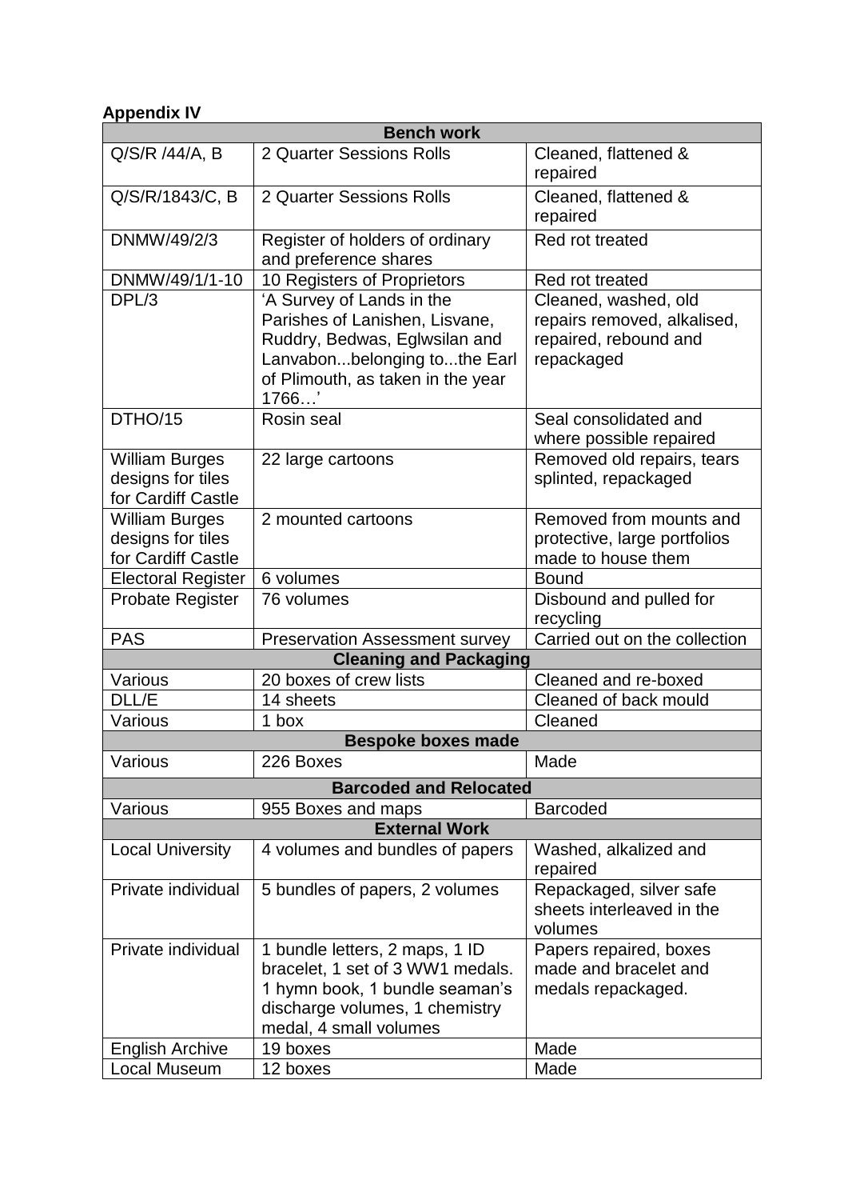**Appendix IV**

| | | |
|---|---|---|
| **Bench work** | | |
| Q/S/R /44/A, B | 2 Quarter Sessions Rolls | Cleaned, flattened & repaired |
| Q/S/R/1843/C, B | 2 Quarter Sessions Rolls | Cleaned, flattened & repaired |
| DNMW/49/2/3 | Register of holders of ordinary and preference shares | Red rot treated |
| DNMW/49/1/1-10 | 10 Registers of Proprietors | Red rot treated |
| DPL/3 | 'A Survey of Lands in the Parishes of Lanishen, Lisvane, Ruddry, Bedwas, Eglwsilan and Lanvabon...belonging to...the Earl of Plimouth, as taken in the year 1766…' | Cleaned, washed, old repairs removed, alkalised, repaired, rebound and repackaged |
| DTHO/15 | Rosin seal | Seal consolidated and where possible repaired |
| William Burges designs for tiles for Cardiff Castle | 22 large cartoons | Removed old repairs, tears splinted, repackaged |
| William Burges designs for tiles for Cardiff Castle | 2 mounted cartoons | Removed from mounts and protective, large portfolios made to house them |
| Electoral Register | 6 volumes | Bound |
| Probate Register | 76 volumes | Disbound and pulled for recycling |
| PAS | Preservation Assessment survey | Carried out on the collection |
| **Cleaning and Packaging** | | |
| Various | 20 boxes of crew lists | Cleaned and re-boxed |
| DLL/E | 14 sheets | Cleaned of back mould |
| Various | 1 box | Cleaned |
| **Bespoke boxes made** | | |
| Various | 226 Boxes | Made |
| **Barcoded and Relocated** | | |
| Various | 955 Boxes and maps | Barcoded |
| **External Work** | | |
| Local University | 4 volumes and bundles of papers | Washed, alkalized and repaired |
| Private individual | 5 bundles of papers, 2 volumes | Repackaged, silver safe sheets interleaved in the volumes |
| Private individual | 1 bundle letters, 2 maps, 1 ID bracelet, 1 set of 3 WW1 medals. 1 hymn book, 1 bundle seaman's discharge volumes, 1 chemistry medal, 4 small volumes | Papers repaired, boxes made and bracelet and medals repackaged. |
| English Archive | 19 boxes | Made |
| Local Museum | 12 boxes | Made |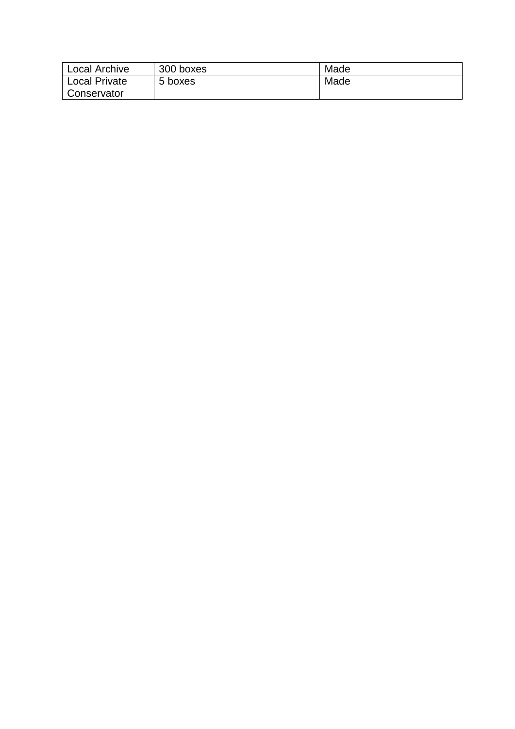| | | |
|---|---|---|
| Local Archive | 300 boxes | Made |
| Local Private Conservator | 5 boxes | Made |